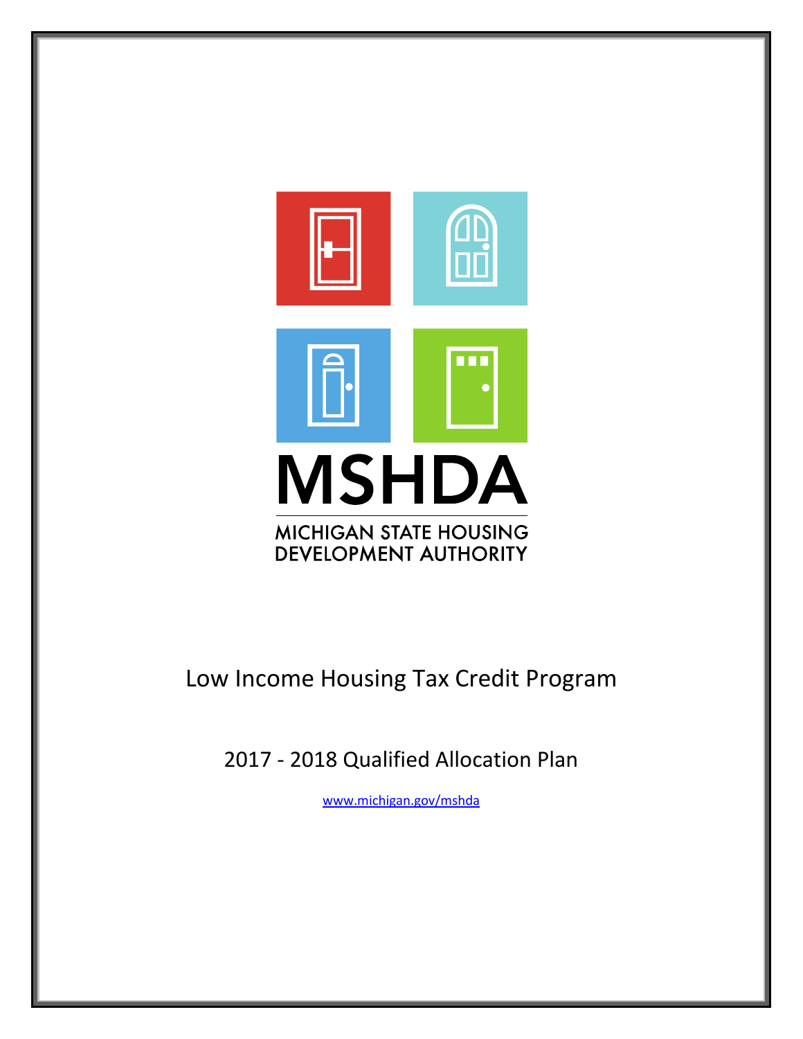MSHDA

MICHIGAN STATE HOUSING DEVELOPMENT AUTHORITY

# Low Income Housing Tax Credit Program

## 2017 - 2018 Qualified Allocation Plan

www.michigan.gov/mshda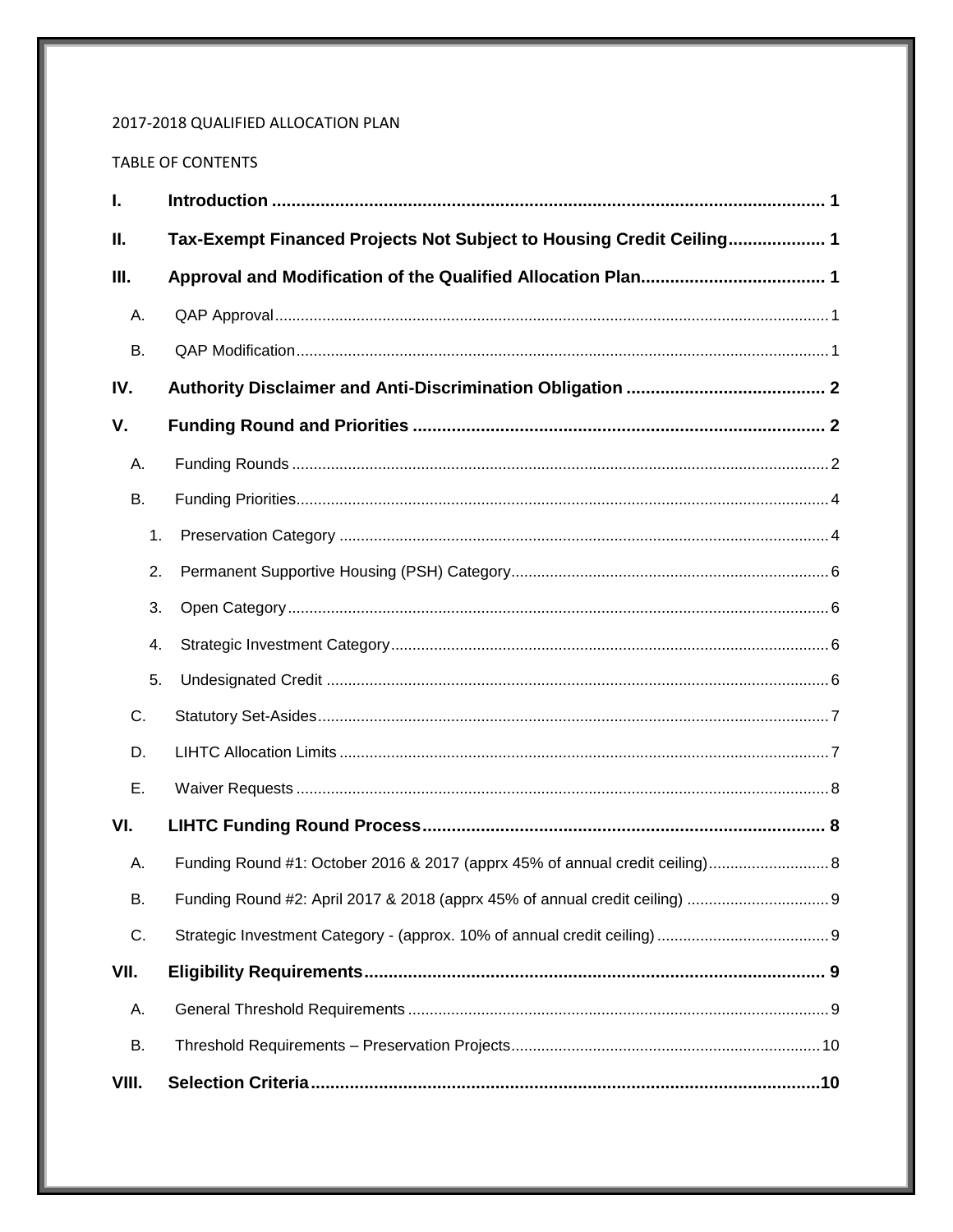2017-2018 QUALIFIED ALLOCATION PLAN

TABLE OF CONTENTS

**I. Introduction** .......... 1

**II. Tax-Exempt Financed Projects Not Subject to Housing Credit Ceiling** .......... 1

**III. Approval and Modification of the Qualified Allocation Plan** .......... 1

- A. QAP Approval .......... 1
- B. QAP Modification .......... 1

**IV. Authority Disclaimer and Anti-Discrimination Obligation** .......... 2

**V. Funding Round and Priorities** .......... 2

- A. Funding Rounds .......... 2
- B. Funding Priorities .......... 4
  1. Preservation Category .......... 4
  2. Permanent Supportive Housing (PSH) Category .......... 6
  3. Open Category .......... 6
  4. Strategic Investment Category .......... 6
  5. Undesignated Credit .......... 6
- C. Statutory Set-Asides .......... 7
- D. LIHTC Allocation Limits .......... 7
- E. Waiver Requests .......... 8

**VI. LIHTC Funding Round Process** .......... 8

- A. Funding Round #1: October 2016 & 2017 (apprx 45% of annual credit ceiling) .......... 8
- B. Funding Round #2: April 2017 & 2018 (apprx 45% of annual credit ceiling) .......... 9
- C. Strategic Investment Category - (approx. 10% of annual credit ceiling) .......... 9

**VII. Eligibility Requirements** .......... 9

- A. General Threshold Requirements .......... 9
- B. Threshold Requirements – Preservation Projects .......... 10

**VIII. Selection Criteria** .......... 10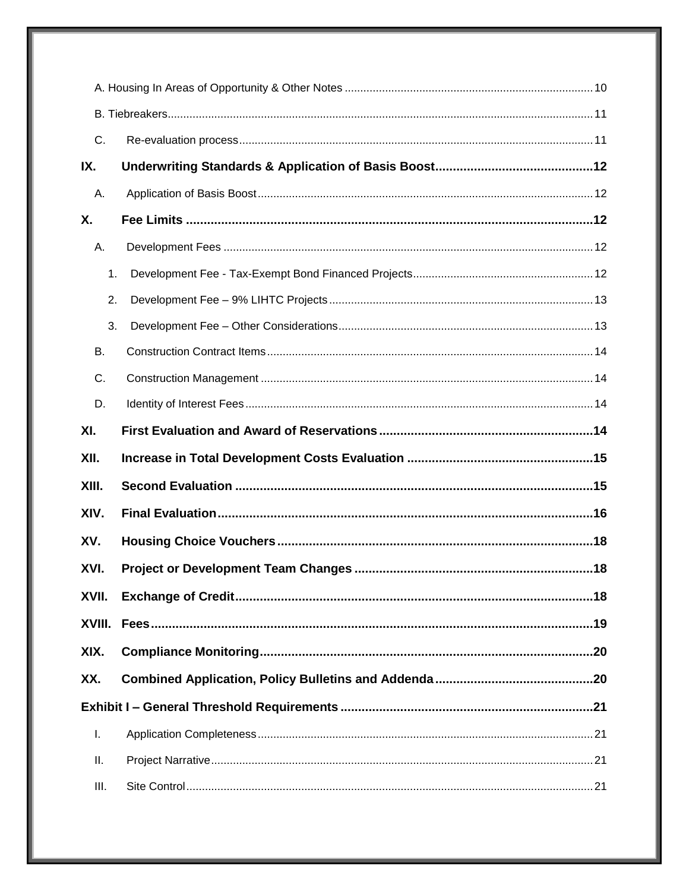A. Housing In Areas of Opportunity & Other Notes ..... 10

B. Tiebreakers ..... 11

C. Re-evaluation process ..... 11

**IX. Underwriting Standards & Application of Basis Boost ..... 12**

A. Application of Basis Boost ..... 12

**X. Fee Limits ..... 12**

A. Development Fees ..... 12

1. Development Fee - Tax-Exempt Bond Financed Projects ..... 12
2. Development Fee – 9% LIHTC Projects ..... 13
3. Development Fee – Other Considerations ..... 13

B. Construction Contract Items ..... 14

C. Construction Management ..... 14

D. Identity of Interest Fees ..... 14

**XI. First Evaluation and Award of Reservations ..... 14**

**XII. Increase in Total Development Costs Evaluation ..... 15**

**XIII. Second Evaluation ..... 15**

**XIV. Final Evaluation ..... 16**

**XV. Housing Choice Vouchers ..... 18**

**XVI. Project or Development Team Changes ..... 18**

**XVII. Exchange of Credit ..... 18**

**XVIII. Fees ..... 19**

**XIX. Compliance Monitoring ..... 20**

**XX. Combined Application, Policy Bulletins and Addenda ..... 20**

**Exhibit I – General Threshold Requirements ..... 21**

I. Application Completeness ..... 21

II. Project Narrative ..... 21

III. Site Control ..... 21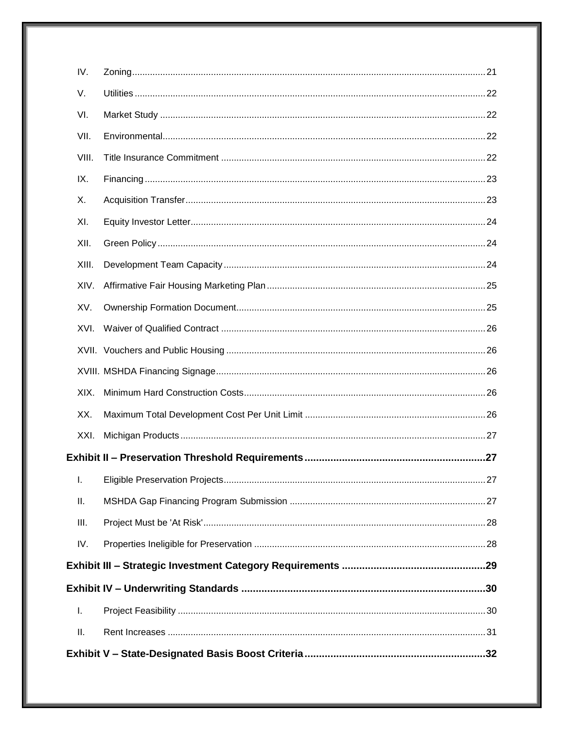IV. Zoning ..... 21

V. Utilities ..... 22

VI. Market Study ..... 22

VII. Environmental ..... 22

VIII. Title Insurance Commitment ..... 22

IX. Financing ..... 23

X. Acquisition Transfer ..... 23

XI. Equity Investor Letter ..... 24

XII. Green Policy ..... 24

XIII. Development Team Capacity ..... 24

XIV. Affirmative Fair Housing Marketing Plan ..... 25

XV. Ownership Formation Document ..... 25

XVI. Waiver of Qualified Contract ..... 26

XVII. Vouchers and Public Housing ..... 26

XVIII. MSHDA Financing Signage ..... 26

XIX. Minimum Hard Construction Costs ..... 26

XX. Maximum Total Development Cost Per Unit Limit ..... 26

XXI. Michigan Products ..... 27

**Exhibit II – Preservation Threshold Requirements ..... 27**

I. Eligible Preservation Projects ..... 27

II. MSHDA Gap Financing Program Submission ..... 27

III. Project Must be 'At Risk' ..... 28

IV. Properties Ineligible for Preservation ..... 28

**Exhibit III – Strategic Investment Category Requirements ..... 29**

**Exhibit IV – Underwriting Standards ..... 30**

I. Project Feasibility ..... 30

II. Rent Increases ..... 31

**Exhibit V – State-Designated Basis Boost Criteria ..... 32**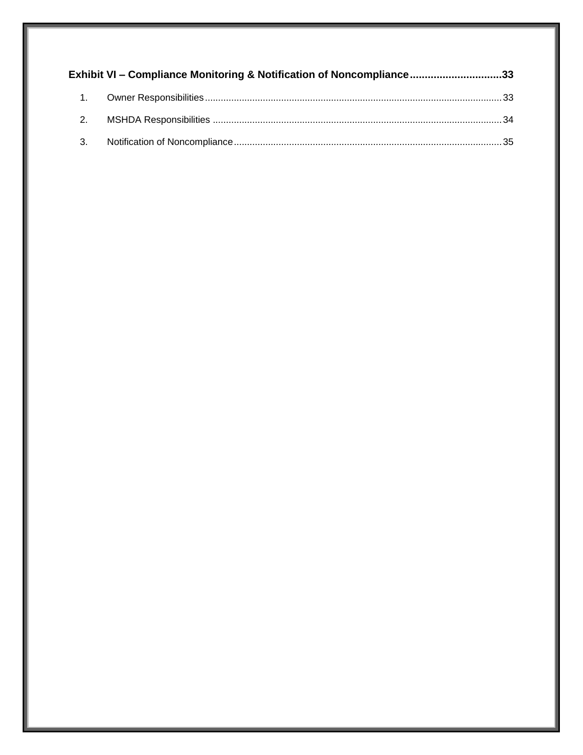**Exhibit VI – Compliance Monitoring & Notification of Noncompliance ............................... 33**

1. Owner Responsibilities ................................................................................................................ 33
2. MSHDA Responsibilities ............................................................................................................. 34
3. Notification of Noncompliance ..................................................................................................... 35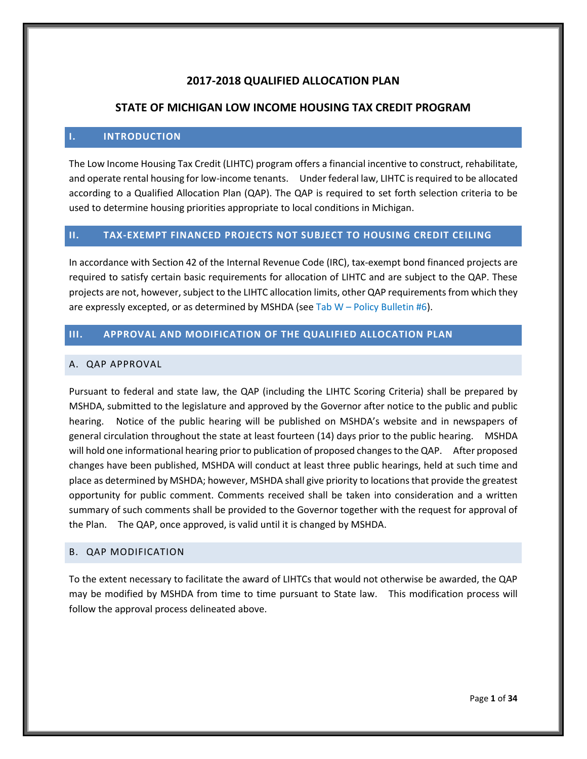# 2017-2018 QUALIFIED ALLOCATION PLAN

## STATE OF MICHIGAN LOW INCOME HOUSING TAX CREDIT PROGRAM

## I. INTRODUCTION

The Low Income Housing Tax Credit (LIHTC) program offers a financial incentive to construct, rehabilitate, and operate rental housing for low-income tenants. Under federal law, LIHTC is required to be allocated according to a Qualified Allocation Plan (QAP). The QAP is required to set forth selection criteria to be used to determine housing priorities appropriate to local conditions in Michigan.

## II. TAX-EXEMPT FINANCED PROJECTS NOT SUBJECT TO HOUSING CREDIT CEILING

In accordance with Section 42 of the Internal Revenue Code (IRC), tax-exempt bond financed projects are required to satisfy certain basic requirements for allocation of LIHTC and are subject to the QAP. These projects are not, however, subject to the LIHTC allocation limits, other QAP requirements from which they are expressly excepted, or as determined by MSHDA (see Tab W – Policy Bulletin #6).

## III. APPROVAL AND MODIFICATION OF THE QUALIFIED ALLOCATION PLAN

### A. QAP APPROVAL

Pursuant to federal and state law, the QAP (including the LIHTC Scoring Criteria) shall be prepared by MSHDA, submitted to the legislature and approved by the Governor after notice to the public and public hearing. Notice of the public hearing will be published on MSHDA's website and in newspapers of general circulation throughout the state at least fourteen (14) days prior to the public hearing. MSHDA will hold one informational hearing prior to publication of proposed changes to the QAP. After proposed changes have been published, MSHDA will conduct at least three public hearings, held at such time and place as determined by MSHDA; however, MSHDA shall give priority to locations that provide the greatest opportunity for public comment. Comments received shall be taken into consideration and a written summary of such comments shall be provided to the Governor together with the request for approval of the Plan. The QAP, once approved, is valid until it is changed by MSHDA.

### B. QAP MODIFICATION

To the extent necessary to facilitate the award of LIHTCs that would not otherwise be awarded, the QAP may be modified by MSHDA from time to time pursuant to State law. This modification process will follow the approval process delineated above.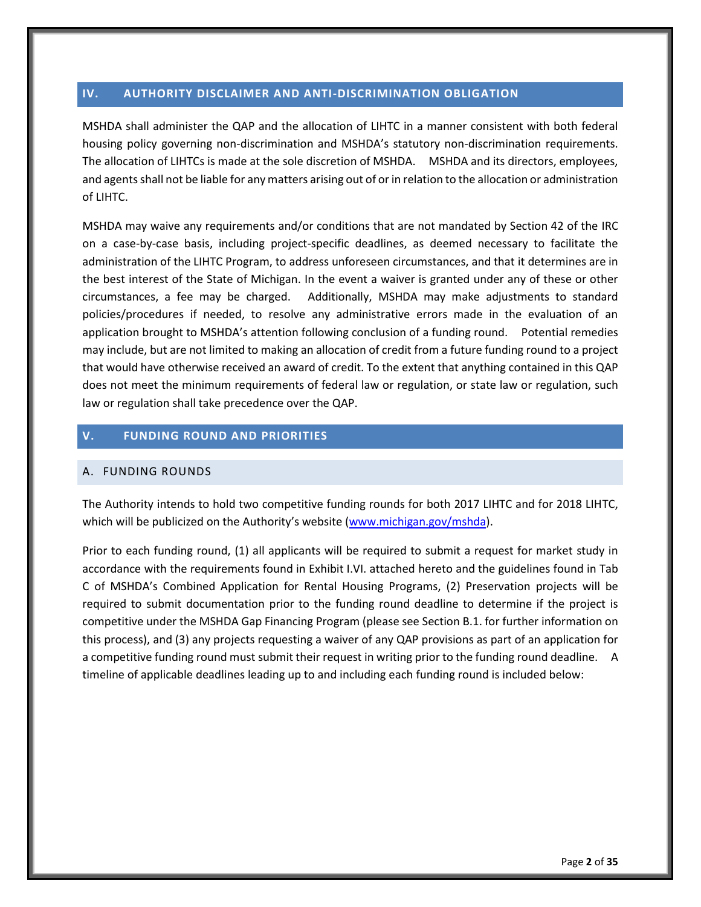## IV. AUTHORITY DISCLAIMER AND ANTI-DISCRIMINATION OBLIGATION

MSHDA shall administer the QAP and the allocation of LIHTC in a manner consistent with both federal housing policy governing non-discrimination and MSHDA's statutory non-discrimination requirements. The allocation of LIHTCs is made at the sole discretion of MSHDA. MSHDA and its directors, employees, and agents shall not be liable for any matters arising out of or in relation to the allocation or administration of LIHTC.

MSHDA may waive any requirements and/or conditions that are not mandated by Section 42 of the IRC on a case-by-case basis, including project-specific deadlines, as deemed necessary to facilitate the administration of the LIHTC Program, to address unforeseen circumstances, and that it determines are in the best interest of the State of Michigan. In the event a waiver is granted under any of these or other circumstances, a fee may be charged. Additionally, MSHDA may make adjustments to standard policies/procedures if needed, to resolve any administrative errors made in the evaluation of an application brought to MSHDA's attention following conclusion of a funding round. Potential remedies may include, but are not limited to making an allocation of credit from a future funding round to a project that would have otherwise received an award of credit. To the extent that anything contained in this QAP does not meet the minimum requirements of federal law or regulation, or state law or regulation, such law or regulation shall take precedence over the QAP.

## V. FUNDING ROUND AND PRIORITIES

### A. FUNDING ROUNDS

The Authority intends to hold two competitive funding rounds for both 2017 LIHTC and for 2018 LIHTC, which will be publicized on the Authority's website (www.michigan.gov/mshda).

Prior to each funding round, (1) all applicants will be required to submit a request for market study in accordance with the requirements found in Exhibit I.VI. attached hereto and the guidelines found in Tab C of MSHDA's Combined Application for Rental Housing Programs, (2) Preservation projects will be required to submit documentation prior to the funding round deadline to determine if the project is competitive under the MSHDA Gap Financing Program (please see Section B.1. for further information on this process), and (3) any projects requesting a waiver of any QAP provisions as part of an application for a competitive funding round must submit their request in writing prior to the funding round deadline. A timeline of applicable deadlines leading up to and including each funding round is included below: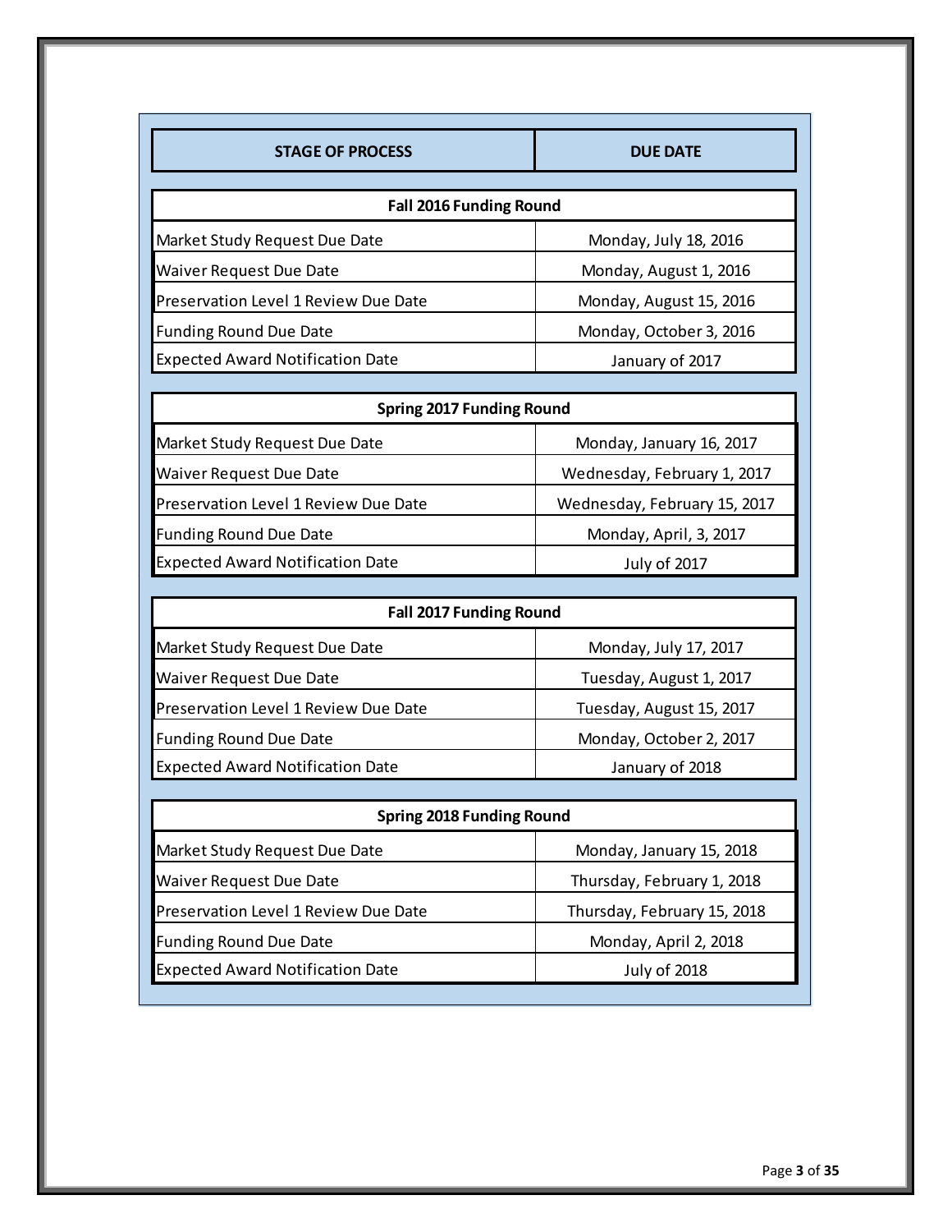| STAGE OF PROCESS | DUE DATE |
|---|---|
| **Fall 2016 Funding Round** | |
| Market Study Request Due Date | Monday, July 18, 2016 |
| Waiver Request Due Date | Monday, August 1, 2016 |
| Preservation Level 1 Review Due Date | Monday, August 15, 2016 |
| Funding Round Due Date | Monday, October 3, 2016 |
| Expected Award Notification Date | January of 2017 |
| **Spring 2017 Funding Round** | |
| Market Study Request Due Date | Monday, January 16, 2017 |
| Waiver Request Due Date | Wednesday, February 1, 2017 |
| Preservation Level 1 Review Due Date | Wednesday, February 15, 2017 |
| Funding Round Due Date | Monday, April, 3, 2017 |
| Expected Award Notification Date | July of 2017 |
| **Fall 2017 Funding Round** | |
| Market Study Request Due Date | Monday, July 17, 2017 |
| Waiver Request Due Date | Tuesday, August 1, 2017 |
| Preservation Level 1 Review Due Date | Tuesday, August 15, 2017 |
| Funding Round Due Date | Monday, October 2, 2017 |
| Expected Award Notification Date | January of 2018 |
| **Spring 2018 Funding Round** | |
| Market Study Request Due Date | Monday, January 15, 2018 |
| Waiver Request Due Date | Thursday, February 1, 2018 |
| Preservation Level 1 Review Due Date | Thursday, February 15, 2018 |
| Funding Round Due Date | Monday, April 2, 2018 |
| Expected Award Notification Date | July of 2018 |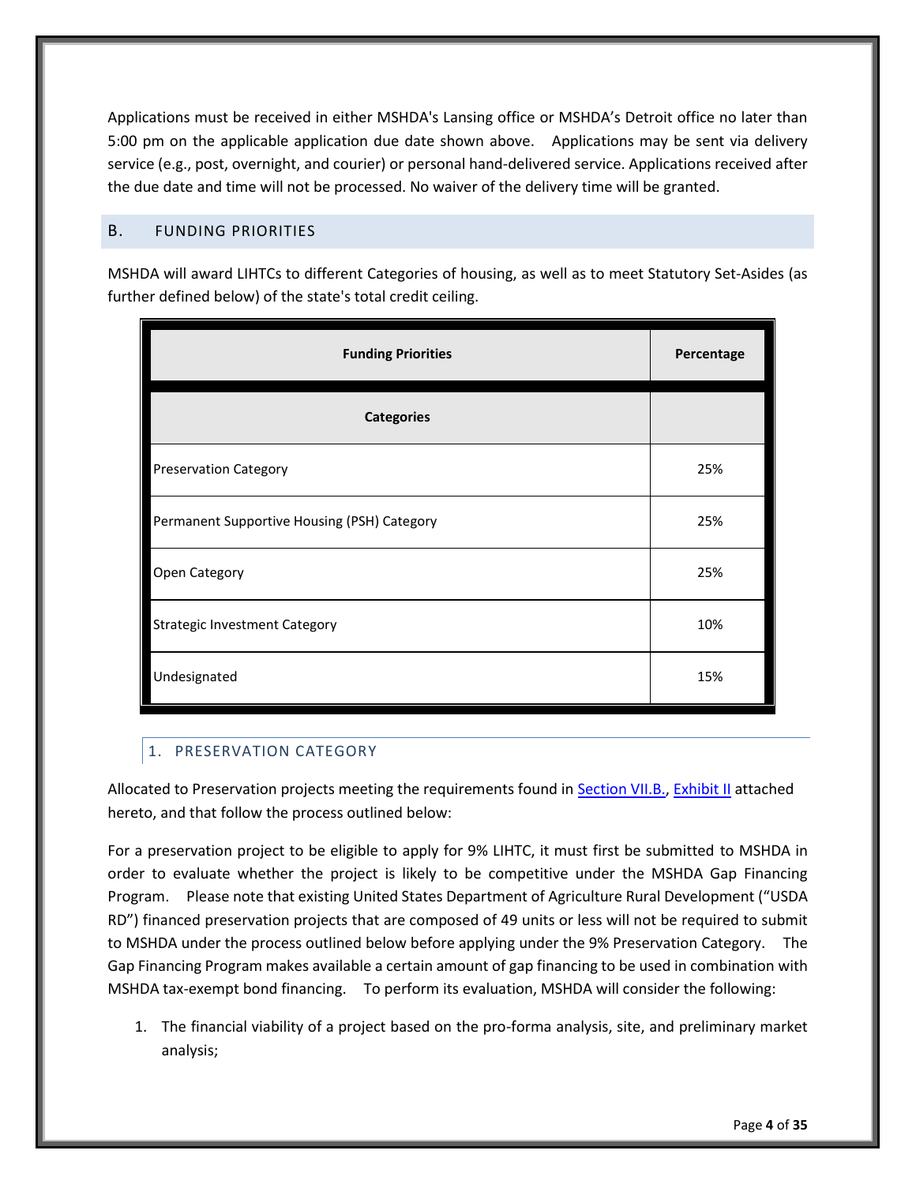Applications must be received in either MSHDA's Lansing office or MSHDA's Detroit office no later than 5:00 pm on the applicable application due date shown above. Applications may be sent via delivery service (e.g., post, overnight, and courier) or personal hand-delivered service. Applications received after the due date and time will not be processed. No waiver of the delivery time will be granted.

## B. FUNDING PRIORITIES

MSHDA will award LIHTCs to different Categories of housing, as well as to meet Statutory Set-Asides (as further defined below) of the state's total credit ceiling.

| Funding Priorities | Percentage |
|---|---|
| **Categories** | |
| Preservation Category | 25% |
| Permanent Supportive Housing (PSH) Category | 25% |
| Open Category | 25% |
| Strategic Investment Category | 10% |
| Undesignated | 15% |

### 1. PRESERVATION CATEGORY

Allocated to Preservation projects meeting the requirements found in Section VII.B., Exhibit II attached hereto, and that follow the process outlined below:

For a preservation project to be eligible to apply for 9% LIHTC, it must first be submitted to MSHDA in order to evaluate whether the project is likely to be competitive under the MSHDA Gap Financing Program. Please note that existing United States Department of Agriculture Rural Development ("USDA RD") financed preservation projects that are composed of 49 units or less will not be required to submit to MSHDA under the process outlined below before applying under the 9% Preservation Category. The Gap Financing Program makes available a certain amount of gap financing to be used in combination with MSHDA tax-exempt bond financing. To perform its evaluation, MSHDA will consider the following:

1. The financial viability of a project based on the pro-forma analysis, site, and preliminary market analysis;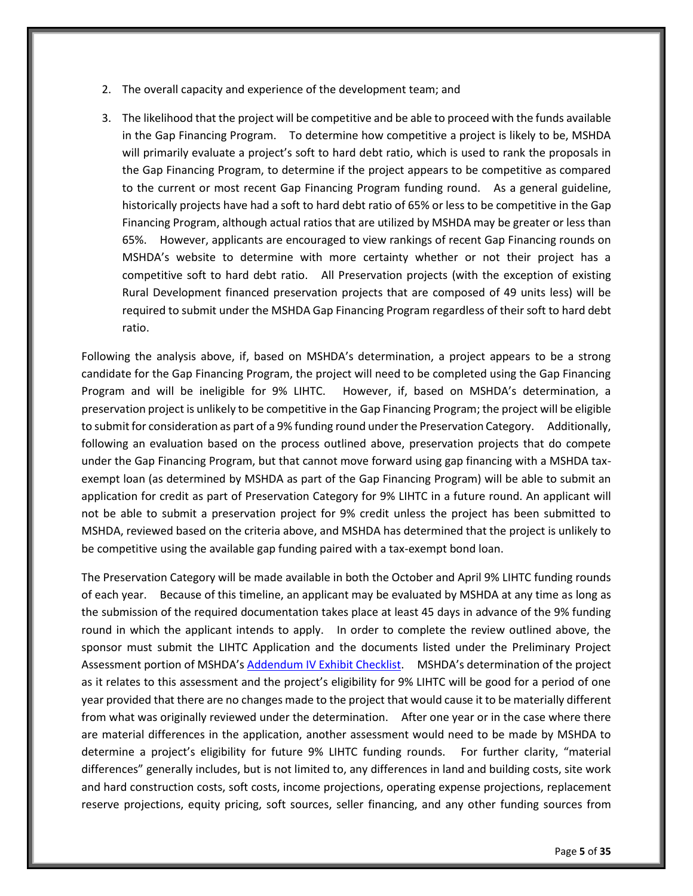2. The overall capacity and experience of the development team; and

3. The likelihood that the project will be competitive and be able to proceed with the funds available in the Gap Financing Program. To determine how competitive a project is likely to be, MSHDA will primarily evaluate a project's soft to hard debt ratio, which is used to rank the proposals in the Gap Financing Program, to determine if the project appears to be competitive as compared to the current or most recent Gap Financing Program funding round. As a general guideline, historically projects have had a soft to hard debt ratio of 65% or less to be competitive in the Gap Financing Program, although actual ratios that are utilized by MSHDA may be greater or less than 65%. However, applicants are encouraged to view rankings of recent Gap Financing rounds on MSHDA's website to determine with more certainty whether or not their project has a competitive soft to hard debt ratio. All Preservation projects (with the exception of existing Rural Development financed preservation projects that are composed of 49 units less) will be required to submit under the MSHDA Gap Financing Program regardless of their soft to hard debt ratio.

Following the analysis above, if, based on MSHDA's determination, a project appears to be a strong candidate for the Gap Financing Program, the project will need to be completed using the Gap Financing Program and will be ineligible for 9% LIHTC. However, if, based on MSHDA's determination, a preservation project is unlikely to be competitive in the Gap Financing Program; the project will be eligible to submit for consideration as part of a 9% funding round under the Preservation Category. Additionally, following an evaluation based on the process outlined above, preservation projects that do compete under the Gap Financing Program, but that cannot move forward using gap financing with a MSHDA tax-exempt loan (as determined by MSHDA as part of the Gap Financing Program) will be able to submit an application for credit as part of Preservation Category for 9% LIHTC in a future round. An applicant will not be able to submit a preservation project for 9% credit unless the project has been submitted to MSHDA, reviewed based on the criteria above, and MSHDA has determined that the project is unlikely to be competitive using the available gap funding paired with a tax-exempt bond loan.

The Preservation Category will be made available in both the October and April 9% LIHTC funding rounds of each year. Because of this timeline, an applicant may be evaluated by MSHDA at any time as long as the submission of the required documentation takes place at least 45 days in advance of the 9% funding round in which the applicant intends to apply. In order to complete the review outlined above, the sponsor must submit the LIHTC Application and the documents listed under the Preliminary Project Assessment portion of MSHDA's Addendum IV Exhibit Checklist. MSHDA's determination of the project as it relates to this assessment and the project's eligibility for 9% LIHTC will be good for a period of one year provided that there are no changes made to the project that would cause it to be materially different from what was originally reviewed under the determination. After one year or in the case where there are material differences in the application, another assessment would need to be made by MSHDA to determine a project's eligibility for future 9% LIHTC funding rounds. For further clarity, "material differences" generally includes, but is not limited to, any differences in land and building costs, site work and hard construction costs, soft costs, income projections, operating expense projections, replacement reserve projections, equity pricing, soft sources, seller financing, and any other funding sources from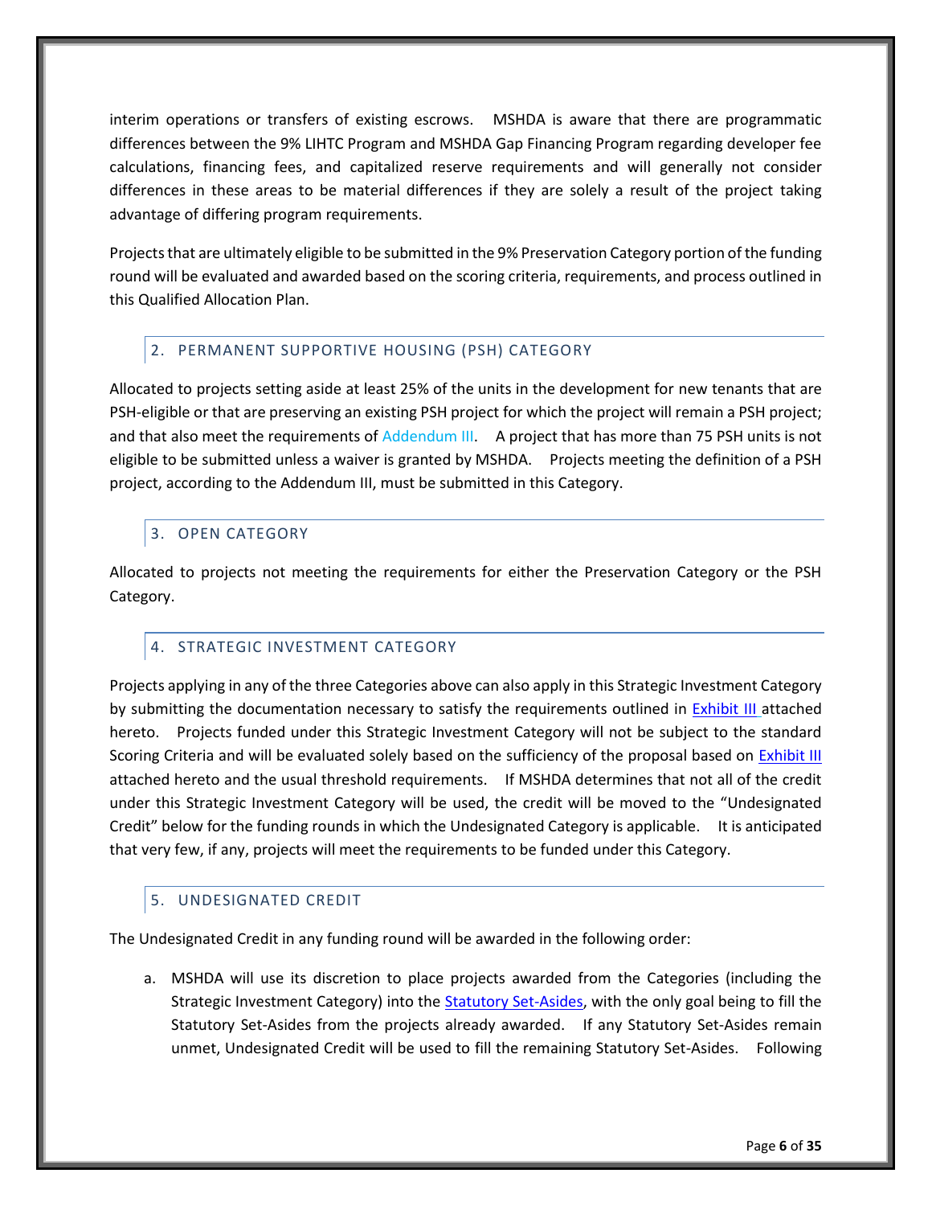interim operations or transfers of existing escrows. MSHDA is aware that there are programmatic differences between the 9% LIHTC Program and MSHDA Gap Financing Program regarding developer fee calculations, financing fees, and capitalized reserve requirements and will generally not consider differences in these areas to be material differences if they are solely a result of the project taking advantage of differing program requirements.

Projects that are ultimately eligible to be submitted in the 9% Preservation Category portion of the funding round will be evaluated and awarded based on the scoring criteria, requirements, and process outlined in this Qualified Allocation Plan.

## 2. PERMANENT SUPPORTIVE HOUSING (PSH) CATEGORY

Allocated to projects setting aside at least 25% of the units in the development for new tenants that are PSH-eligible or that are preserving an existing PSH project for which the project will remain a PSH project; and that also meet the requirements of Addendum III. A project that has more than 75 PSH units is not eligible to be submitted unless a waiver is granted by MSHDA. Projects meeting the definition of a PSH project, according to the Addendum III, must be submitted in this Category.

## 3. OPEN CATEGORY

Allocated to projects not meeting the requirements for either the Preservation Category or the PSH Category.

## 4. STRATEGIC INVESTMENT CATEGORY

Projects applying in any of the three Categories above can also apply in this Strategic Investment Category by submitting the documentation necessary to satisfy the requirements outlined in Exhibit III attached hereto. Projects funded under this Strategic Investment Category will not be subject to the standard Scoring Criteria and will be evaluated solely based on the sufficiency of the proposal based on Exhibit III attached hereto and the usual threshold requirements. If MSHDA determines that not all of the credit under this Strategic Investment Category will be used, the credit will be moved to the "Undesignated Credit" below for the funding rounds in which the Undesignated Category is applicable. It is anticipated that very few, if any, projects will meet the requirements to be funded under this Category.

## 5. UNDESIGNATED CREDIT

The Undesignated Credit in any funding round will be awarded in the following order:

a. MSHDA will use its discretion to place projects awarded from the Categories (including the Strategic Investment Category) into the Statutory Set-Asides, with the only goal being to fill the Statutory Set-Asides from the projects already awarded. If any Statutory Set-Asides remain unmet, Undesignated Credit will be used to fill the remaining Statutory Set-Asides. Following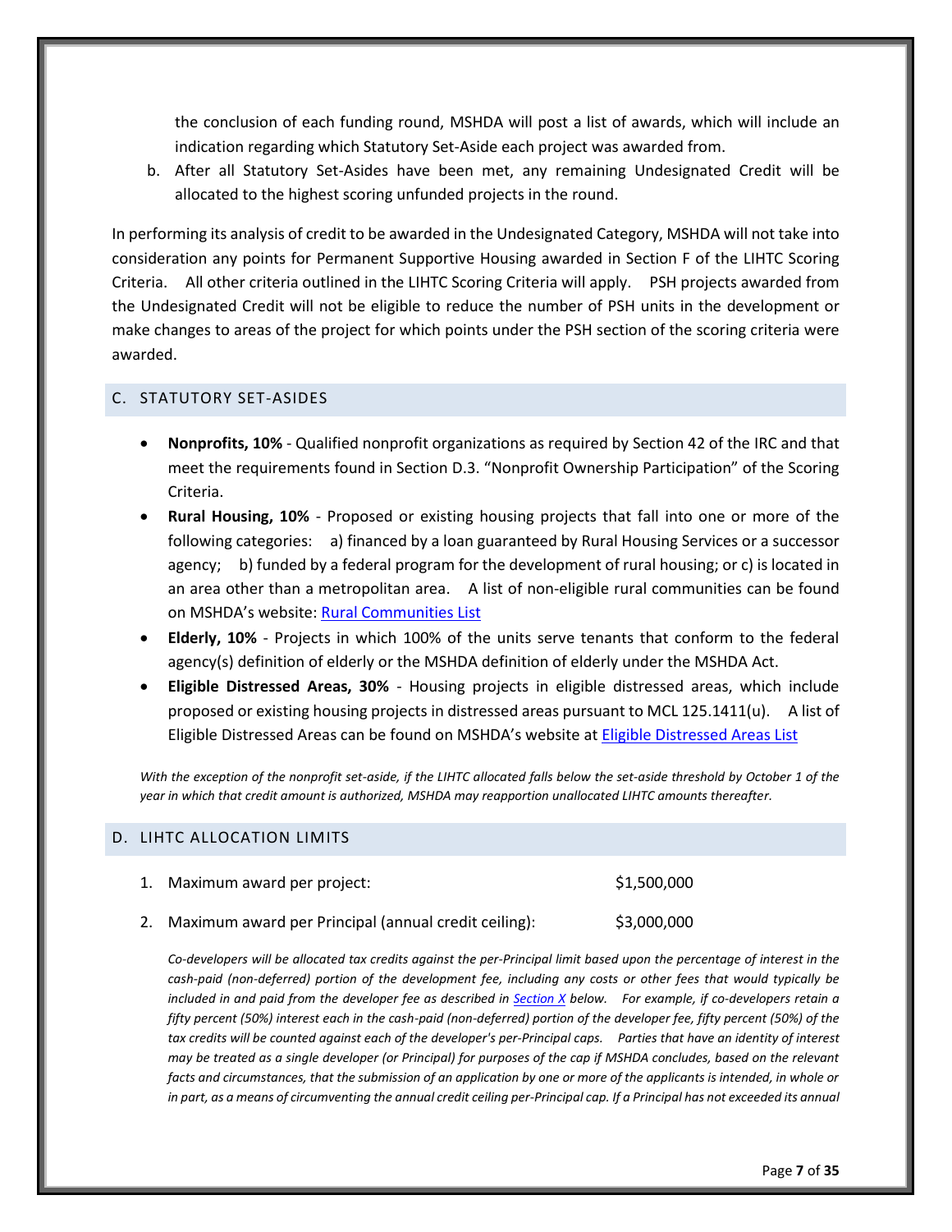the conclusion of each funding round, MSHDA will post a list of awards, which will include an indication regarding which Statutory Set-Aside each project was awarded from.

b. After all Statutory Set-Asides have been met, any remaining Undesignated Credit will be allocated to the highest scoring unfunded projects in the round.

In performing its analysis of credit to be awarded in the Undesignated Category, MSHDA will not take into consideration any points for Permanent Supportive Housing awarded in Section F of the LIHTC Scoring Criteria. All other criteria outlined in the LIHTC Scoring Criteria will apply. PSH projects awarded from the Undesignated Credit will not be eligible to reduce the number of PSH units in the development or make changes to areas of the project for which points under the PSH section of the scoring criteria were awarded.

## C. STATUTORY SET-ASIDES

- **Nonprofits, 10%** - Qualified nonprofit organizations as required by Section 42 of the IRC and that meet the requirements found in Section D.3. "Nonprofit Ownership Participation" of the Scoring Criteria.
- **Rural Housing, 10%** - Proposed or existing housing projects that fall into one or more of the following categories: a) financed by a loan guaranteed by Rural Housing Services or a successor agency; b) funded by a federal program for the development of rural housing; or c) is located in an area other than a metropolitan area. A list of non-eligible rural communities can be found on MSHDA's website: [Rural Communities List]
- **Elderly, 10%** - Projects in which 100% of the units serve tenants that conform to the federal agency(s) definition of elderly or the MSHDA definition of elderly under the MSHDA Act.
- **Eligible Distressed Areas, 30%** - Housing projects in eligible distressed areas, which include proposed or existing housing projects in distressed areas pursuant to MCL 125.1411(u). A list of Eligible Distressed Areas can be found on MSHDA's website at [Eligible Distressed Areas List]

*With the exception of the nonprofit set-aside, if the LIHTC allocated falls below the set-aside threshold by October 1 of the year in which that credit amount is authorized, MSHDA may reapportion unallocated LIHTC amounts thereafter.*

## D. LIHTC ALLOCATION LIMITS

1. Maximum award per project: $1,500,000
2. Maximum award per Principal (annual credit ceiling): $3,000,000

*Co-developers will be allocated tax credits against the per-Principal limit based upon the percentage of interest in the cash-paid (non-deferred) portion of the development fee, including any costs or other fees that would typically be included in and paid from the developer fee as described in [Section X] below. For example, if co-developers retain a fifty percent (50%) interest each in the cash-paid (non-deferred) portion of the developer fee, fifty percent (50%) of the tax credits will be counted against each of the developer's per-Principal caps. Parties that have an identity of interest may be treated as a single developer (or Principal) for purposes of the cap if MSHDA concludes, based on the relevant facts and circumstances, that the submission of an application by one or more of the applicants is intended, in whole or in part, as a means of circumventing the annual credit ceiling per-Principal cap. If a Principal has not exceeded its annual*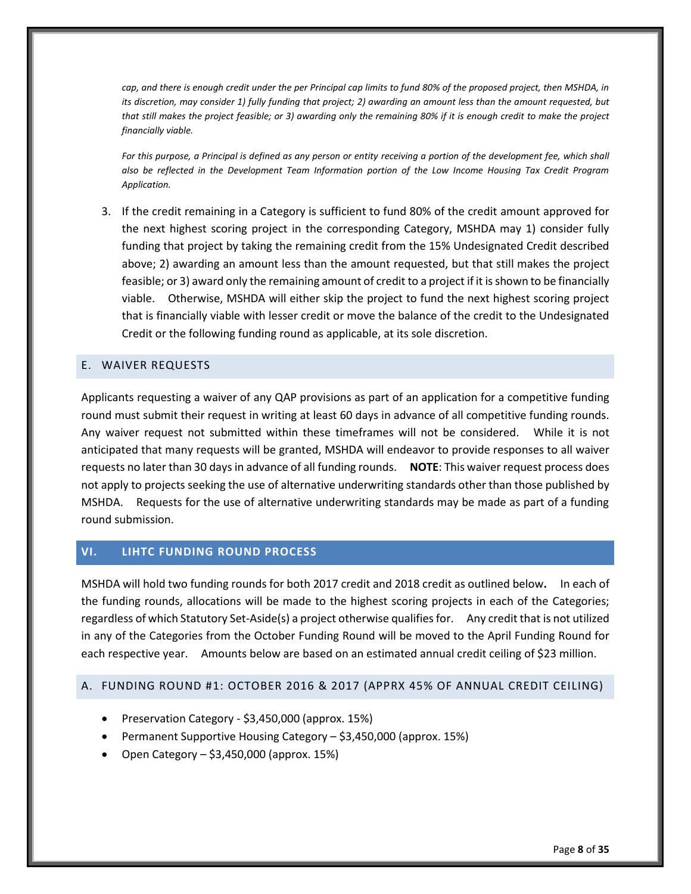*cap, and there is enough credit under the per Principal cap limits to fund 80% of the proposed project, then MSHDA, in its discretion, may consider 1) fully funding that project; 2) awarding an amount less than the amount requested, but that still makes the project feasible; or 3) awarding only the remaining 80% if it is enough credit to make the project financially viable.*

*For this purpose, a Principal is defined as any person or entity receiving a portion of the development fee, which shall also be reflected in the Development Team Information portion of the Low Income Housing Tax Credit Program Application.*

3. If the credit remaining in a Category is sufficient to fund 80% of the credit amount approved for the next highest scoring project in the corresponding Category, MSHDA may 1) consider fully funding that project by taking the remaining credit from the 15% Undesignated Credit described above; 2) awarding an amount less than the amount requested, but that still makes the project feasible; or 3) award only the remaining amount of credit to a project if it is shown to be financially viable. Otherwise, MSHDA will either skip the project to fund the next highest scoring project that is financially viable with lesser credit or move the balance of the credit to the Undesignated Credit or the following funding round as applicable, at its sole discretion.

### E. WAIVER REQUESTS

Applicants requesting a waiver of any QAP provisions as part of an application for a competitive funding round must submit their request in writing at least 60 days in advance of all competitive funding rounds. Any waiver request not submitted within these timeframes will not be considered. While it is not anticipated that many requests will be granted, MSHDA will endeavor to provide responses to all waiver requests no later than 30 days in advance of all funding rounds. **NOTE**: This waiver request process does not apply to projects seeking the use of alternative underwriting standards other than those published by MSHDA. Requests for the use of alternative underwriting standards may be made as part of a funding round submission.

## VI. LIHTC FUNDING ROUND PROCESS

MSHDA will hold two funding rounds for both 2017 credit and 2018 credit as outlined below**.** In each of the funding rounds, allocations will be made to the highest scoring projects in each of the Categories; regardless of which Statutory Set-Aside(s) a project otherwise qualifies for. Any credit that is not utilized in any of the Categories from the October Funding Round will be moved to the April Funding Round for each respective year. Amounts below are based on an estimated annual credit ceiling of $23 million.

### A. FUNDING ROUND #1: OCTOBER 2016 & 2017 (APPRX 45% OF ANNUAL CREDIT CEILING)

- Preservation Category - $3,450,000 (approx. 15%)
- Permanent Supportive Housing Category – $3,450,000 (approx. 15%)
- Open Category – $3,450,000 (approx. 15%)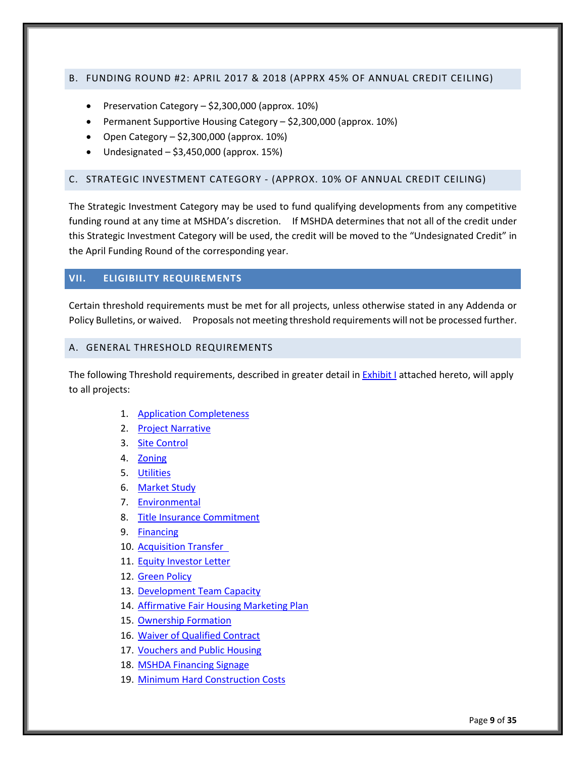### B. FUNDING ROUND #2: APRIL 2017 & 2018 (APPRX 45% OF ANNUAL CREDIT CEILING)

- Preservation Category – $2,300,000 (approx. 10%)
- Permanent Supportive Housing Category – $2,300,000 (approx. 10%)
- Open Category – $2,300,000 (approx. 10%)
- Undesignated – $3,450,000 (approx. 15%)

### C. STRATEGIC INVESTMENT CATEGORY - (APPROX. 10% OF ANNUAL CREDIT CEILING)

The Strategic Investment Category may be used to fund qualifying developments from any competitive funding round at any time at MSHDA's discretion. If MSHDA determines that not all of the credit under this Strategic Investment Category will be used, the credit will be moved to the "Undesignated Credit" in the April Funding Round of the corresponding year.

## VII. ELIGIBILITY REQUIREMENTS

Certain threshold requirements must be met for all projects, unless otherwise stated in any Addenda or Policy Bulletins, or waived. Proposals not meeting threshold requirements will not be processed further.

### A. GENERAL THRESHOLD REQUIREMENTS

The following Threshold requirements, described in greater detail in Exhibit I attached hereto, will apply to all projects:

1. Application Completeness
2. Project Narrative
3. Site Control
4. Zoning
5. Utilities
6. Market Study
7. Environmental
8. Title Insurance Commitment
9. Financing
10. Acquisition Transfer
11. Equity Investor Letter
12. Green Policy
13. Development Team Capacity
14. Affirmative Fair Housing Marketing Plan
15. Ownership Formation
16. Waiver of Qualified Contract
17. Vouchers and Public Housing
18. MSHDA Financing Signage
19. Minimum Hard Construction Costs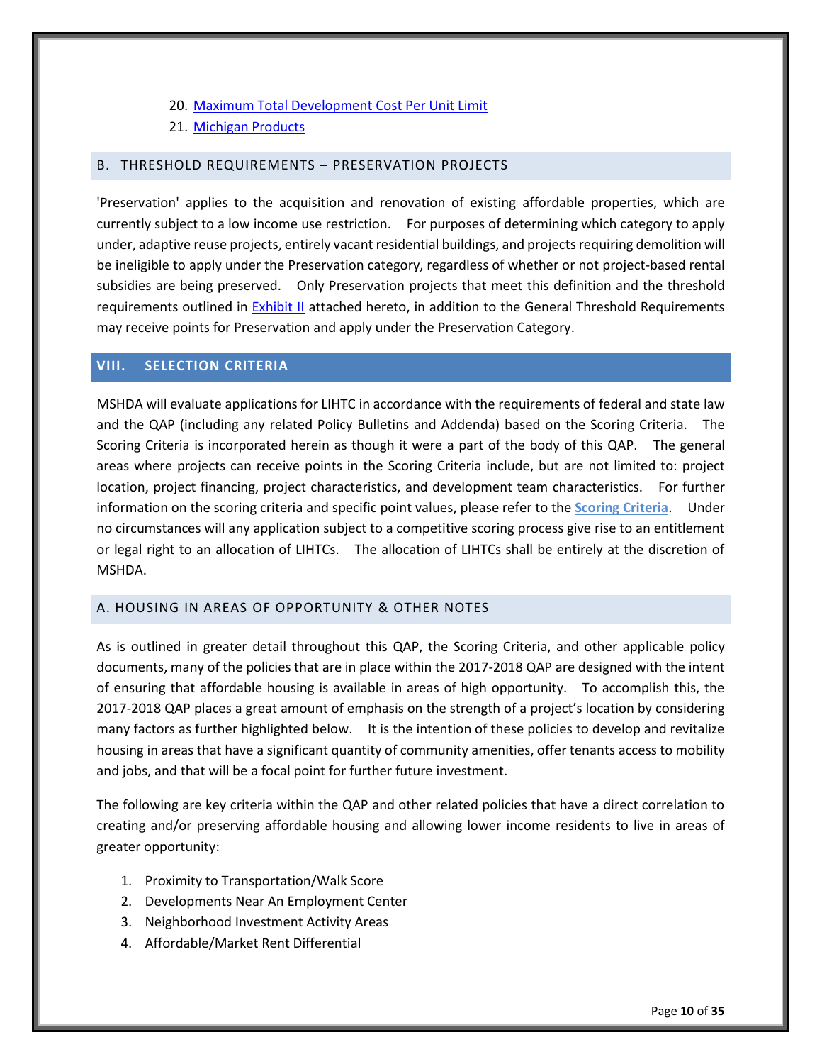20. [Maximum Total Development Cost Per Unit Limit]()
21. [Michigan Products]()

### B. THRESHOLD REQUIREMENTS – PRESERVATION PROJECTS

'Preservation' applies to the acquisition and renovation of existing affordable properties, which are currently subject to a low income use restriction. For purposes of determining which category to apply under, adaptive reuse projects, entirely vacant residential buildings, and projects requiring demolition will be ineligible to apply under the Preservation category, regardless of whether or not project-based rental subsidies are being preserved. Only Preservation projects that meet this definition and the threshold requirements outlined in [Exhibit II]() attached hereto, in addition to the General Threshold Requirements may receive points for Preservation and apply under the Preservation Category.

## VIII. SELECTION CRITERIA

MSHDA will evaluate applications for LIHTC in accordance with the requirements of federal and state law and the QAP (including any related Policy Bulletins and Addenda) based on the Scoring Criteria. The Scoring Criteria is incorporated herein as though it were a part of the body of this QAP. The general areas where projects can receive points in the Scoring Criteria include, but are not limited to: project location, project financing, project characteristics, and development team characteristics. For further information on the scoring criteria and specific point values, please refer to the **[Scoring Criteria]()**. Under no circumstances will any application subject to a competitive scoring process give rise to an entitlement or legal right to an allocation of LIHTCs. The allocation of LIHTCs shall be entirely at the discretion of MSHDA.

### A. HOUSING IN AREAS OF OPPORTUNITY & OTHER NOTES

As is outlined in greater detail throughout this QAP, the Scoring Criteria, and other applicable policy documents, many of the policies that are in place within the 2017-2018 QAP are designed with the intent of ensuring that affordable housing is available in areas of high opportunity. To accomplish this, the 2017-2018 QAP places a great amount of emphasis on the strength of a project's location by considering many factors as further highlighted below. It is the intention of these policies to develop and revitalize housing in areas that have a significant quantity of community amenities, offer tenants access to mobility and jobs, and that will be a focal point for further future investment.

The following are key criteria within the QAP and other related policies that have a direct correlation to creating and/or preserving affordable housing and allowing lower income residents to live in areas of greater opportunity:

1. Proximity to Transportation/Walk Score
2. Developments Near An Employment Center
3. Neighborhood Investment Activity Areas
4. Affordable/Market Rent Differential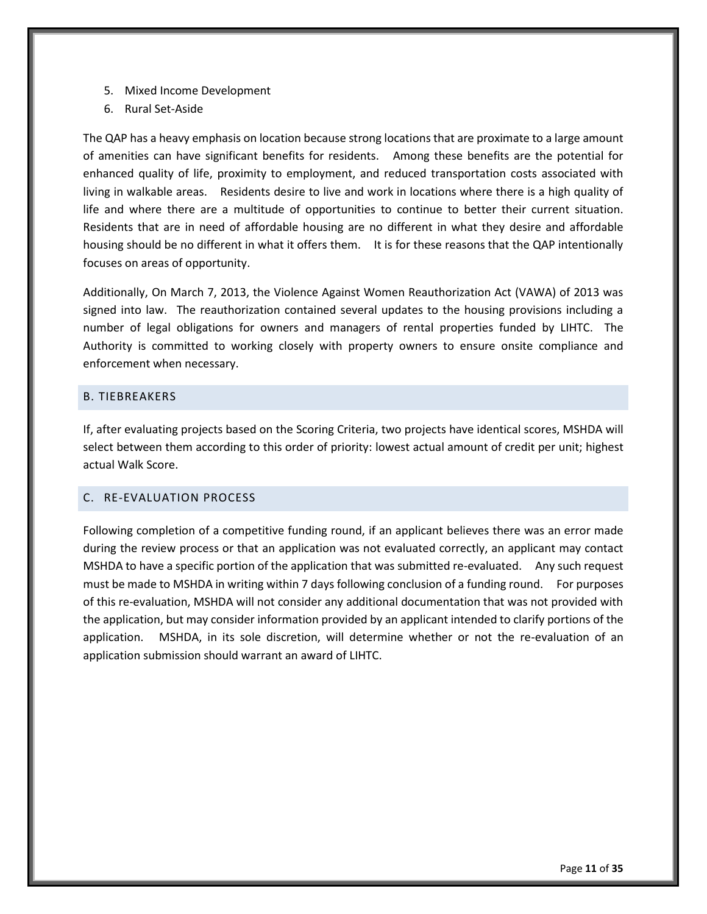5. Mixed Income Development
6. Rural Set-Aside

The QAP has a heavy emphasis on location because strong locations that are proximate to a large amount of amenities can have significant benefits for residents. Among these benefits are the potential for enhanced quality of life, proximity to employment, and reduced transportation costs associated with living in walkable areas. Residents desire to live and work in locations where there is a high quality of life and where there are a multitude of opportunities to continue to better their current situation. Residents that are in need of affordable housing are no different in what they desire and affordable housing should be no different in what it offers them. It is for these reasons that the QAP intentionally focuses on areas of opportunity.

Additionally, On March 7, 2013, the Violence Against Women Reauthorization Act (VAWA) of 2013 was signed into law. The reauthorization contained several updates to the housing provisions including a number of legal obligations for owners and managers of rental properties funded by LIHTC. The Authority is committed to working closely with property owners to ensure onsite compliance and enforcement when necessary.

## B. TIEBREAKERS

If, after evaluating projects based on the Scoring Criteria, two projects have identical scores, MSHDA will select between them according to this order of priority: lowest actual amount of credit per unit; highest actual Walk Score.

## C. RE-EVALUATION PROCESS

Following completion of a competitive funding round, if an applicant believes there was an error made during the review process or that an application was not evaluated correctly, an applicant may contact MSHDA to have a specific portion of the application that was submitted re-evaluated. Any such request must be made to MSHDA in writing within 7 days following conclusion of a funding round. For purposes of this re-evaluation, MSHDA will not consider any additional documentation that was not provided with the application, but may consider information provided by an applicant intended to clarify portions of the application. MSHDA, in its sole discretion, will determine whether or not the re-evaluation of an application submission should warrant an award of LIHTC.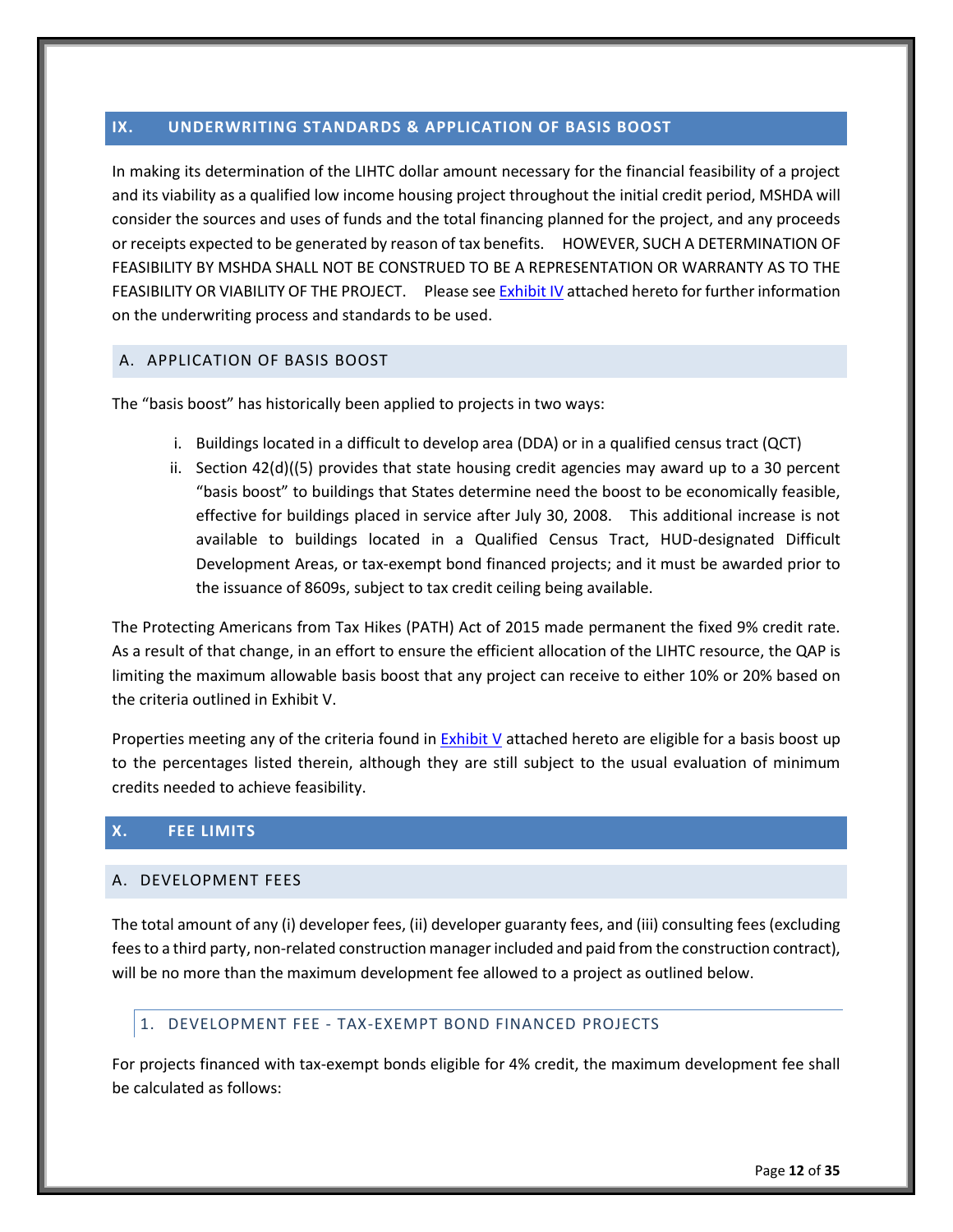## IX. UNDERWRITING STANDARDS & APPLICATION OF BASIS BOOST

In making its determination of the LIHTC dollar amount necessary for the financial feasibility of a project and its viability as a qualified low income housing project throughout the initial credit period, MSHDA will consider the sources and uses of funds and the total financing planned for the project, and any proceeds or receipts expected to be generated by reason of tax benefits. HOWEVER, SUCH A DETERMINATION OF FEASIBILITY BY MSHDA SHALL NOT BE CONSTRUED TO BE A REPRESENTATION OR WARRANTY AS TO THE FEASIBILITY OR VIABILITY OF THE PROJECT. Please see Exhibit IV attached hereto for further information on the underwriting process and standards to be used.

### A. APPLICATION OF BASIS BOOST

The "basis boost" has historically been applied to projects in two ways:

i. Buildings located in a difficult to develop area (DDA) or in a qualified census tract (QCT)
ii. Section 42(d)((5) provides that state housing credit agencies may award up to a 30 percent "basis boost" to buildings that States determine need the boost to be economically feasible, effective for buildings placed in service after July 30, 2008. This additional increase is not available to buildings located in a Qualified Census Tract, HUD-designated Difficult Development Areas, or tax-exempt bond financed projects; and it must be awarded prior to the issuance of 8609s, subject to tax credit ceiling being available.

The Protecting Americans from Tax Hikes (PATH) Act of 2015 made permanent the fixed 9% credit rate. As a result of that change, in an effort to ensure the efficient allocation of the LIHTC resource, the QAP is limiting the maximum allowable basis boost that any project can receive to either 10% or 20% based on the criteria outlined in Exhibit V.

Properties meeting any of the criteria found in Exhibit V attached hereto are eligible for a basis boost up to the percentages listed therein, although they are still subject to the usual evaluation of minimum credits needed to achieve feasibility.

## X. FEE LIMITS

### A. DEVELOPMENT FEES

The total amount of any (i) developer fees, (ii) developer guaranty fees, and (iii) consulting fees (excluding fees to a third party, non-related construction manager included and paid from the construction contract), will be no more than the maximum development fee allowed to a project as outlined below.

#### 1. DEVELOPMENT FEE - TAX-EXEMPT BOND FINANCED PROJECTS

For projects financed with tax-exempt bonds eligible for 4% credit, the maximum development fee shall be calculated as follows: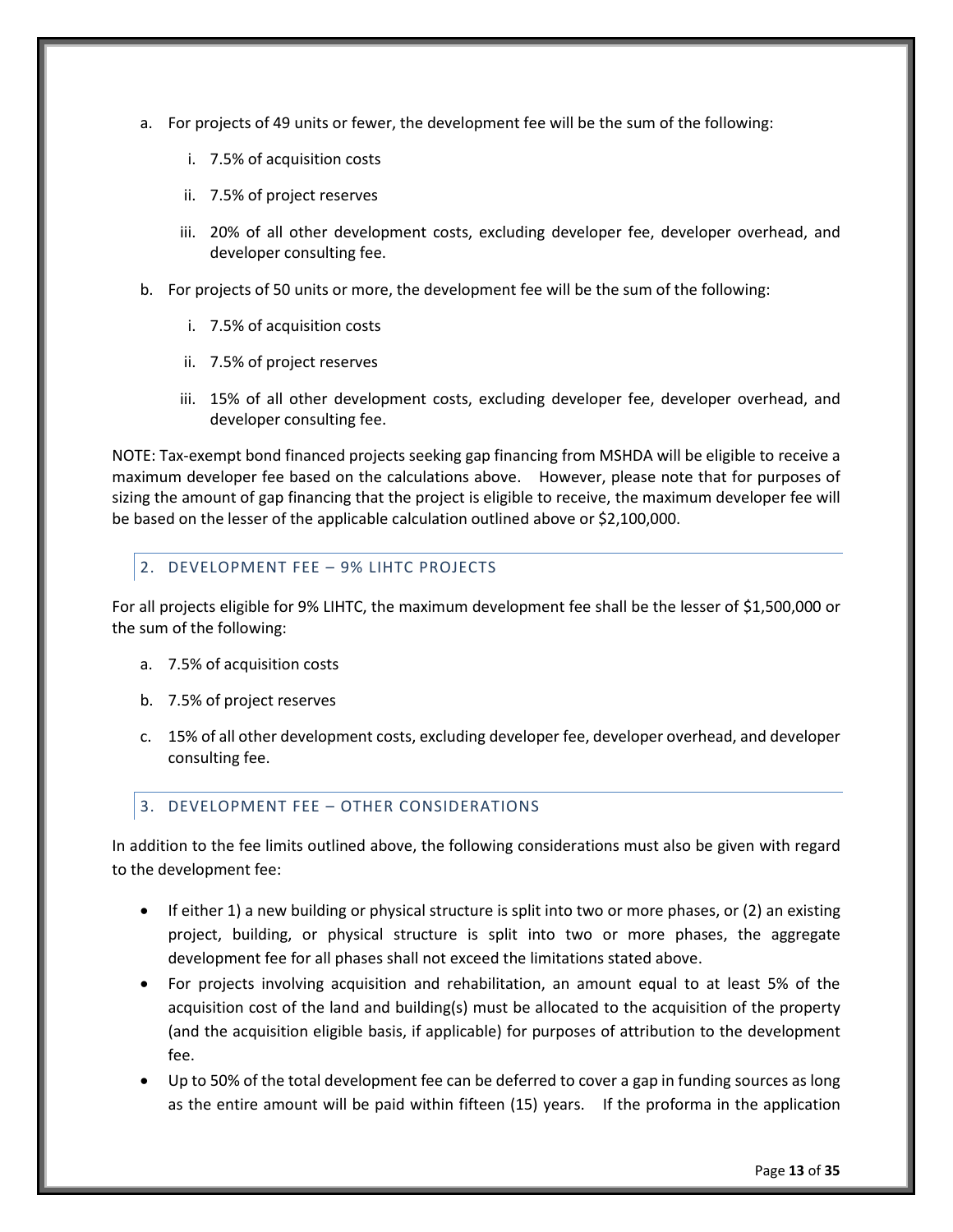a. For projects of 49 units or fewer, the development fee will be the sum of the following:

   i. 7.5% of acquisition costs

   ii. 7.5% of project reserves

   iii. 20% of all other development costs, excluding developer fee, developer overhead, and developer consulting fee.

b. For projects of 50 units or more, the development fee will be the sum of the following:

   i. 7.5% of acquisition costs

   ii. 7.5% of project reserves

   iii. 15% of all other development costs, excluding developer fee, developer overhead, and developer consulting fee.

NOTE: Tax-exempt bond financed projects seeking gap financing from MSHDA will be eligible to receive a maximum developer fee based on the calculations above. However, please note that for purposes of sizing the amount of gap financing that the project is eligible to receive, the maximum developer fee will be based on the lesser of the applicable calculation outlined above or $2,100,000.

### 2. DEVELOPMENT FEE – 9% LIHTC PROJECTS

For all projects eligible for 9% LIHTC, the maximum development fee shall be the lesser of $1,500,000 or the sum of the following:

a. 7.5% of acquisition costs

b. 7.5% of project reserves

c. 15% of all other development costs, excluding developer fee, developer overhead, and developer consulting fee.

### 3. DEVELOPMENT FEE – OTHER CONSIDERATIONS

In addition to the fee limits outlined above, the following considerations must also be given with regard to the development fee:

- If either 1) a new building or physical structure is split into two or more phases, or (2) an existing project, building, or physical structure is split into two or more phases, the aggregate development fee for all phases shall not exceed the limitations stated above.
- For projects involving acquisition and rehabilitation, an amount equal to at least 5% of the acquisition cost of the land and building(s) must be allocated to the acquisition of the property (and the acquisition eligible basis, if applicable) for purposes of attribution to the development fee.
- Up to 50% of the total development fee can be deferred to cover a gap in funding sources as long as the entire amount will be paid within fifteen (15) years. If the proforma in the application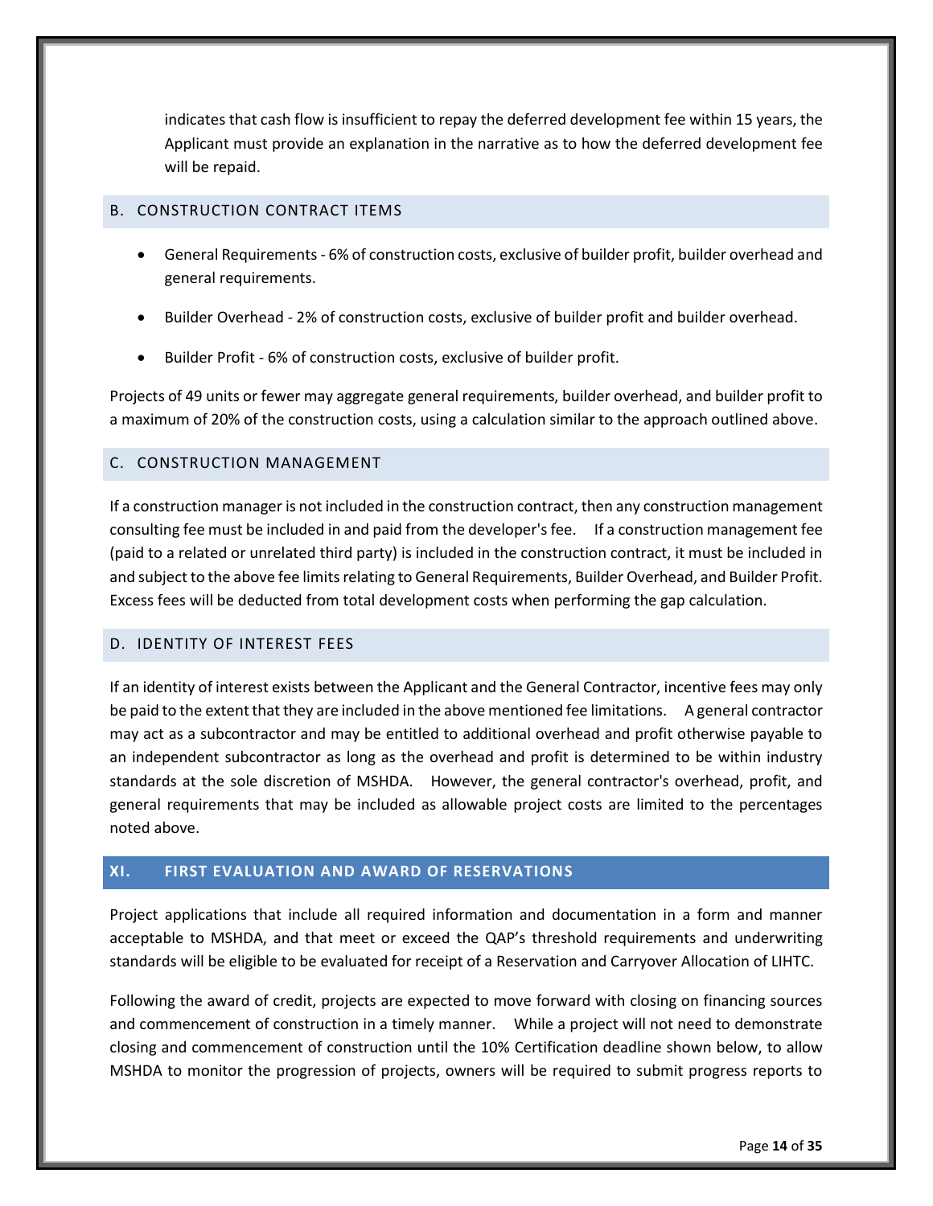indicates that cash flow is insufficient to repay the deferred development fee within 15 years, the Applicant must provide an explanation in the narrative as to how the deferred development fee will be repaid.

### B. CONSTRUCTION CONTRACT ITEMS

- General Requirements - 6% of construction costs, exclusive of builder profit, builder overhead and general requirements.
- Builder Overhead - 2% of construction costs, exclusive of builder profit and builder overhead.
- Builder Profit - 6% of construction costs, exclusive of builder profit.

Projects of 49 units or fewer may aggregate general requirements, builder overhead, and builder profit to a maximum of 20% of the construction costs, using a calculation similar to the approach outlined above.

### C. CONSTRUCTION MANAGEMENT

If a construction manager is not included in the construction contract, then any construction management consulting fee must be included in and paid from the developer's fee. If a construction management fee (paid to a related or unrelated third party) is included in the construction contract, it must be included in and subject to the above fee limits relating to General Requirements, Builder Overhead, and Builder Profit. Excess fees will be deducted from total development costs when performing the gap calculation.

### D. IDENTITY OF INTEREST FEES

If an identity of interest exists between the Applicant and the General Contractor, incentive fees may only be paid to the extent that they are included in the above mentioned fee limitations. A general contractor may act as a subcontractor and may be entitled to additional overhead and profit otherwise payable to an independent subcontractor as long as the overhead and profit is determined to be within industry standards at the sole discretion of MSHDA. However, the general contractor's overhead, profit, and general requirements that may be included as allowable project costs are limited to the percentages noted above.

## XI. FIRST EVALUATION AND AWARD OF RESERVATIONS

Project applications that include all required information and documentation in a form and manner acceptable to MSHDA, and that meet or exceed the QAP's threshold requirements and underwriting standards will be eligible to be evaluated for receipt of a Reservation and Carryover Allocation of LIHTC.

Following the award of credit, projects are expected to move forward with closing on financing sources and commencement of construction in a timely manner. While a project will not need to demonstrate closing and commencement of construction until the 10% Certification deadline shown below, to allow MSHDA to monitor the progression of projects, owners will be required to submit progress reports to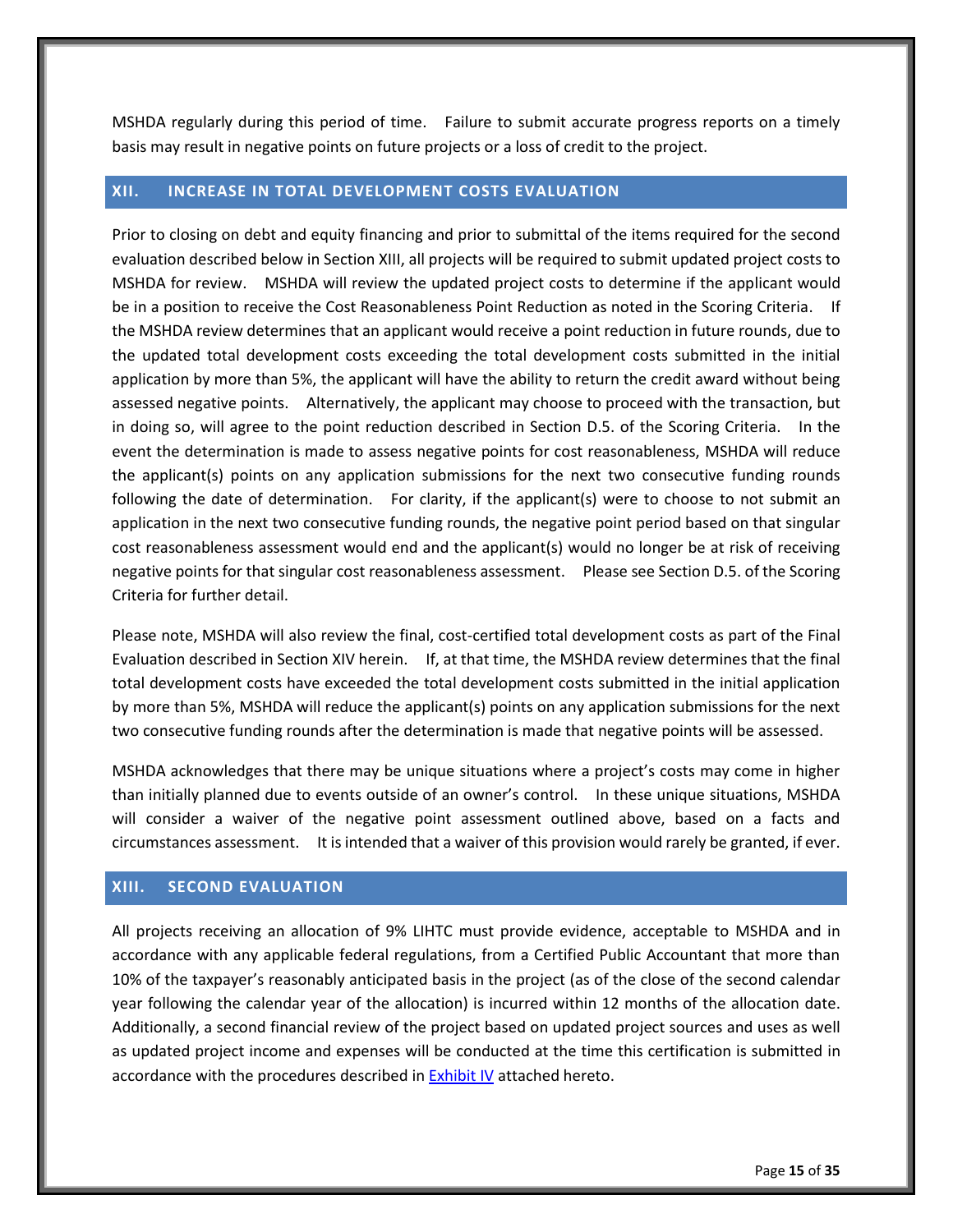MSHDA regularly during this period of time. Failure to submit accurate progress reports on a timely basis may result in negative points on future projects or a loss of credit to the project.

## XII. INCREASE IN TOTAL DEVELOPMENT COSTS EVALUATION

Prior to closing on debt and equity financing and prior to submittal of the items required for the second evaluation described below in Section XIII, all projects will be required to submit updated project costs to MSHDA for review. MSHDA will review the updated project costs to determine if the applicant would be in a position to receive the Cost Reasonableness Point Reduction as noted in the Scoring Criteria. If the MSHDA review determines that an applicant would receive a point reduction in future rounds, due to the updated total development costs exceeding the total development costs submitted in the initial application by more than 5%, the applicant will have the ability to return the credit award without being assessed negative points. Alternatively, the applicant may choose to proceed with the transaction, but in doing so, will agree to the point reduction described in Section D.5. of the Scoring Criteria. In the event the determination is made to assess negative points for cost reasonableness, MSHDA will reduce the applicant(s) points on any application submissions for the next two consecutive funding rounds following the date of determination. For clarity, if the applicant(s) were to choose to not submit an application in the next two consecutive funding rounds, the negative point period based on that singular cost reasonableness assessment would end and the applicant(s) would no longer be at risk of receiving negative points for that singular cost reasonableness assessment. Please see Section D.5. of the Scoring Criteria for further detail.

Please note, MSHDA will also review the final, cost-certified total development costs as part of the Final Evaluation described in Section XIV herein. If, at that time, the MSHDA review determines that the final total development costs have exceeded the total development costs submitted in the initial application by more than 5%, MSHDA will reduce the applicant(s) points on any application submissions for the next two consecutive funding rounds after the determination is made that negative points will be assessed.

MSHDA acknowledges that there may be unique situations where a project's costs may come in higher than initially planned due to events outside of an owner's control. In these unique situations, MSHDA will consider a waiver of the negative point assessment outlined above, based on a facts and circumstances assessment. It is intended that a waiver of this provision would rarely be granted, if ever.

## XIII. SECOND EVALUATION

All projects receiving an allocation of 9% LIHTC must provide evidence, acceptable to MSHDA and in accordance with any applicable federal regulations, from a Certified Public Accountant that more than 10% of the taxpayer's reasonably anticipated basis in the project (as of the close of the second calendar year following the calendar year of the allocation) is incurred within 12 months of the allocation date. Additionally, a second financial review of the project based on updated project sources and uses as well as updated project income and expenses will be conducted at the time this certification is submitted in accordance with the procedures described in Exhibit IV attached hereto.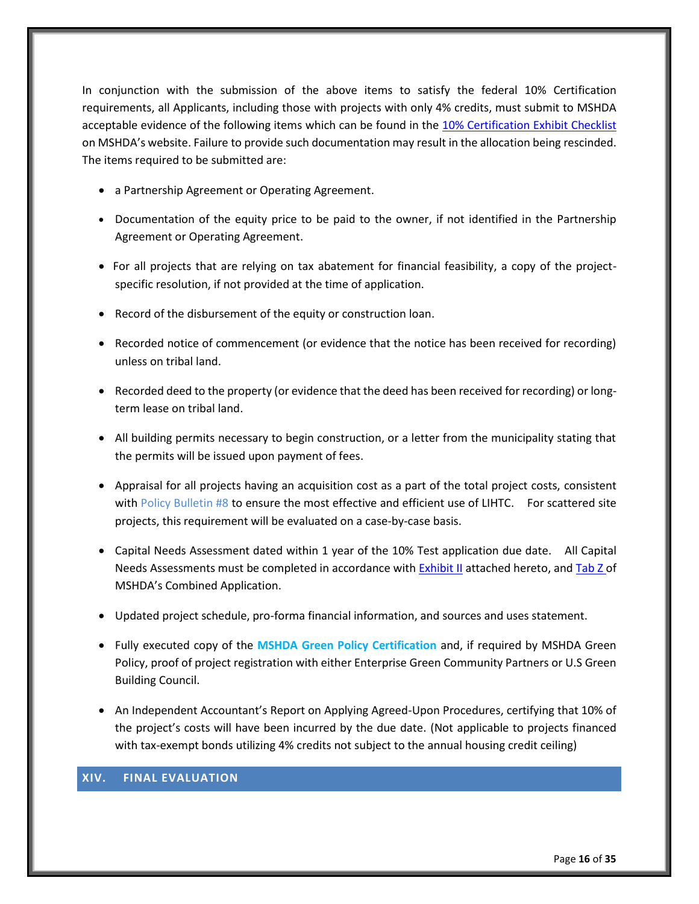In conjunction with the submission of the above items to satisfy the federal 10% Certification requirements, all Applicants, including those with projects with only 4% credits, must submit to MSHDA acceptable evidence of the following items which can be found in the [10% Certification Exhibit Checklist] on MSHDA's website. Failure to provide such documentation may result in the allocation being rescinded. The items required to be submitted are:

- a Partnership Agreement or Operating Agreement.
- Documentation of the equity price to be paid to the owner, if not identified in the Partnership Agreement or Operating Agreement.
- For all projects that are relying on tax abatement for financial feasibility, a copy of the project-specific resolution, if not provided at the time of application.
- Record of the disbursement of the equity or construction loan.
- Recorded notice of commencement (or evidence that the notice has been received for recording) unless on tribal land.
- Recorded deed to the property (or evidence that the deed has been received for recording) or long-term lease on tribal land.
- All building permits necessary to begin construction, or a letter from the municipality stating that the permits will be issued upon payment of fees.
- Appraisal for all projects having an acquisition cost as a part of the total project costs, consistent with Policy Bulletin #8 to ensure the most effective and efficient use of LIHTC. For scattered site projects, this requirement will be evaluated on a case-by-case basis.
- Capital Needs Assessment dated within 1 year of the 10% Test application due date. All Capital Needs Assessments must be completed in accordance with Exhibit II attached hereto, and Tab Z of MSHDA's Combined Application.
- Updated project schedule, pro-forma financial information, and sources and uses statement.
- Fully executed copy of the **MSHDA Green Policy Certification** and, if required by MSHDA Green Policy, proof of project registration with either Enterprise Green Community Partners or U.S Green Building Council.
- An Independent Accountant's Report on Applying Agreed-Upon Procedures, certifying that 10% of the project's costs will have been incurred by the due date. (Not applicable to projects financed with tax-exempt bonds utilizing 4% credits not subject to the annual housing credit ceiling)

## XIV. FINAL EVALUATION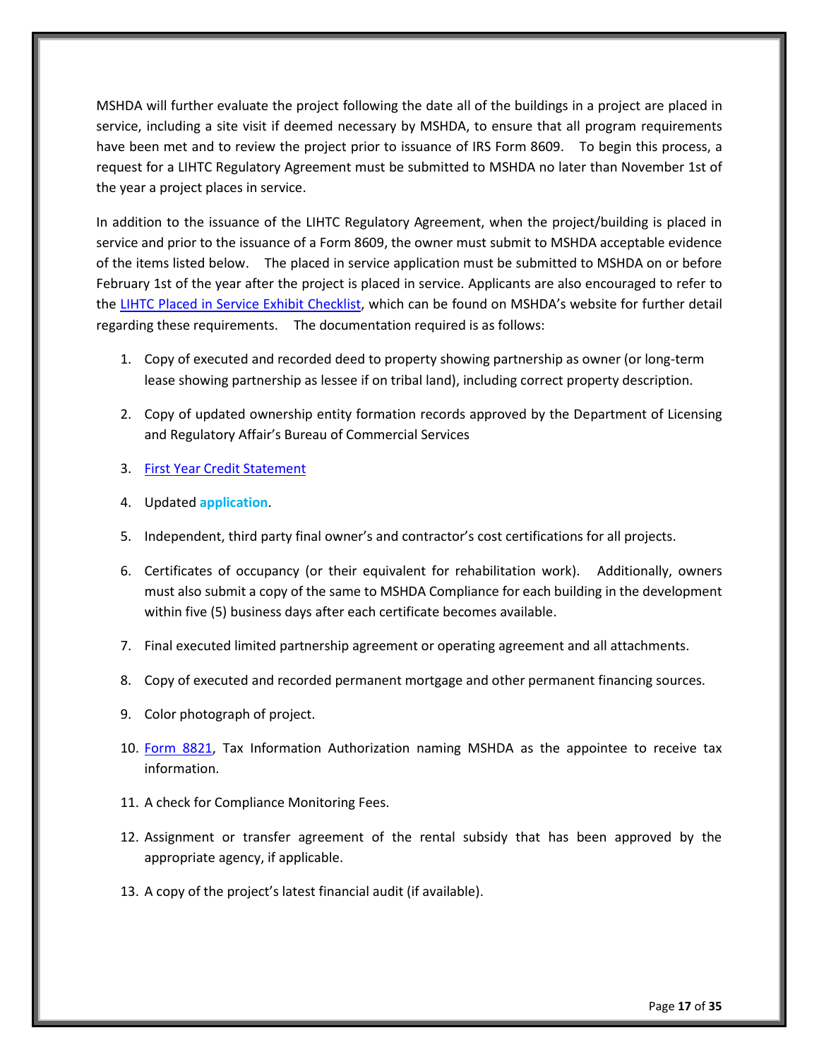MSHDA will further evaluate the project following the date all of the buildings in a project are placed in service, including a site visit if deemed necessary by MSHDA, to ensure that all program requirements have been met and to review the project prior to issuance of IRS Form 8609. To begin this process, a request for a LIHTC Regulatory Agreement must be submitted to MSHDA no later than November 1st of the year a project places in service.

In addition to the issuance of the LIHTC Regulatory Agreement, when the project/building is placed in service and prior to the issuance of a Form 8609, the owner must submit to MSHDA acceptable evidence of the items listed below. The placed in service application must be submitted to MSHDA on or before February 1st of the year after the project is placed in service. Applicants are also encouraged to refer to the LIHTC Placed in Service Exhibit Checklist, which can be found on MSHDA's website for further detail regarding these requirements. The documentation required is as follows:

1. Copy of executed and recorded deed to property showing partnership as owner (or long-term lease showing partnership as lessee if on tribal land), including correct property description.
2. Copy of updated ownership entity formation records approved by the Department of Licensing and Regulatory Affair's Bureau of Commercial Services
3. First Year Credit Statement
4. Updated **application**.
5. Independent, third party final owner's and contractor's cost certifications for all projects.
6. Certificates of occupancy (or their equivalent for rehabilitation work). Additionally, owners must also submit a copy of the same to MSHDA Compliance for each building in the development within five (5) business days after each certificate becomes available.
7. Final executed limited partnership agreement or operating agreement and all attachments.
8. Copy of executed and recorded permanent mortgage and other permanent financing sources.
9. Color photograph of project.
10. Form 8821, Tax Information Authorization naming MSHDA as the appointee to receive tax information.
11. A check for Compliance Monitoring Fees.
12. Assignment or transfer agreement of the rental subsidy that has been approved by the appropriate agency, if applicable.
13. A copy of the project's latest financial audit (if available).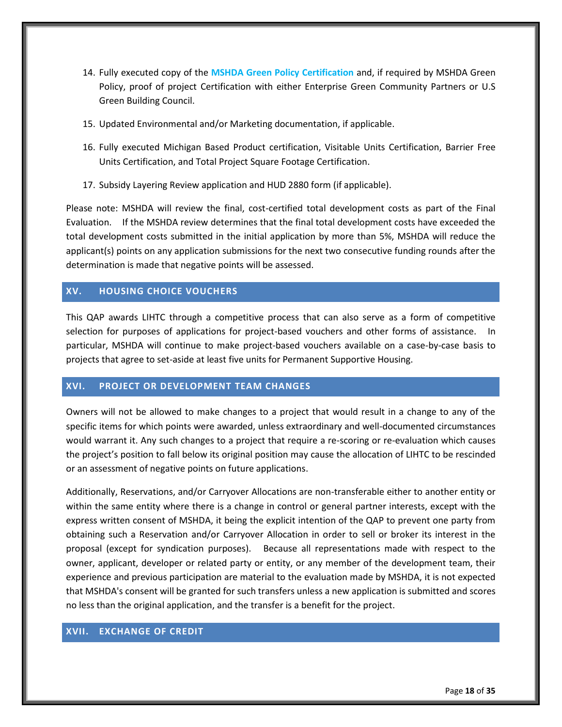14. Fully executed copy of the **MSHDA Green Policy Certification** and, if required by MSHDA Green Policy, proof of project Certification with either Enterprise Green Community Partners or U.S Green Building Council.

15. Updated Environmental and/or Marketing documentation, if applicable.

16. Fully executed Michigan Based Product certification, Visitable Units Certification, Barrier Free Units Certification, and Total Project Square Footage Certification.

17. Subsidy Layering Review application and HUD 2880 form (if applicable).

Please note: MSHDA will review the final, cost-certified total development costs as part of the Final Evaluation. If the MSHDA review determines that the final total development costs have exceeded the total development costs submitted in the initial application by more than 5%, MSHDA will reduce the applicant(s) points on any application submissions for the next two consecutive funding rounds after the determination is made that negative points will be assessed.

## XV. HOUSING CHOICE VOUCHERS

This QAP awards LIHTC through a competitive process that can also serve as a form of competitive selection for purposes of applications for project-based vouchers and other forms of assistance. In particular, MSHDA will continue to make project-based vouchers available on a case-by-case basis to projects that agree to set-aside at least five units for Permanent Supportive Housing.

## XVI. PROJECT OR DEVELOPMENT TEAM CHANGES

Owners will not be allowed to make changes to a project that would result in a change to any of the specific items for which points were awarded, unless extraordinary and well-documented circumstances would warrant it. Any such changes to a project that require a re-scoring or re-evaluation which causes the project's position to fall below its original position may cause the allocation of LIHTC to be rescinded or an assessment of negative points on future applications.

Additionally, Reservations, and/or Carryover Allocations are non-transferable either to another entity or within the same entity where there is a change in control or general partner interests, except with the express written consent of MSHDA, it being the explicit intention of the QAP to prevent one party from obtaining such a Reservation and/or Carryover Allocation in order to sell or broker its interest in the proposal (except for syndication purposes). Because all representations made with respect to the owner, applicant, developer or related party or entity, or any member of the development team, their experience and previous participation are material to the evaluation made by MSHDA, it is not expected that MSHDA's consent will be granted for such transfers unless a new application is submitted and scores no less than the original application, and the transfer is a benefit for the project.

## XVII. EXCHANGE OF CREDIT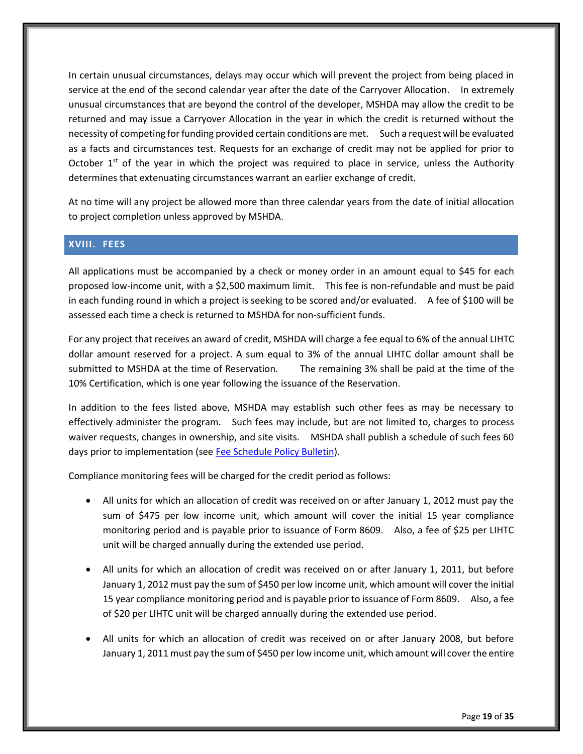In certain unusual circumstances, delays may occur which will prevent the project from being placed in service at the end of the second calendar year after the date of the Carryover Allocation. In extremely unusual circumstances that are beyond the control of the developer, MSHDA may allow the credit to be returned and may issue a Carryover Allocation in the year in which the credit is returned without the necessity of competing for funding provided certain conditions are met. Such a request will be evaluated as a facts and circumstances test. Requests for an exchange of credit may not be applied for prior to October 1st of the year in which the project was required to place in service, unless the Authority determines that extenuating circumstances warrant an earlier exchange of credit.

At no time will any project be allowed more than three calendar years from the date of initial allocation to project completion unless approved by MSHDA.

## XVIII. FEES

All applications must be accompanied by a check or money order in an amount equal to $45 for each proposed low-income unit, with a $2,500 maximum limit. This fee is non-refundable and must be paid in each funding round in which a project is seeking to be scored and/or evaluated. A fee of $100 will be assessed each time a check is returned to MSHDA for non-sufficient funds.

For any project that receives an award of credit, MSHDA will charge a fee equal to 6% of the annual LIHTC dollar amount reserved for a project. A sum equal to 3% of the annual LIHTC dollar amount shall be submitted to MSHDA at the time of Reservation. The remaining 3% shall be paid at the time of the 10% Certification, which is one year following the issuance of the Reservation.

In addition to the fees listed above, MSHDA may establish such other fees as may be necessary to effectively administer the program. Such fees may include, but are not limited to, charges to process waiver requests, changes in ownership, and site visits. MSHDA shall publish a schedule of such fees 60 days prior to implementation (see Fee Schedule Policy Bulletin).

Compliance monitoring fees will be charged for the credit period as follows:

- All units for which an allocation of credit was received on or after January 1, 2012 must pay the sum of $475 per low income unit, which amount will cover the initial 15 year compliance monitoring period and is payable prior to issuance of Form 8609. Also, a fee of $25 per LIHTC unit will be charged annually during the extended use period.

- All units for which an allocation of credit was received on or after January 1, 2011, but before January 1, 2012 must pay the sum of $450 per low income unit, which amount will cover the initial 15 year compliance monitoring period and is payable prior to issuance of Form 8609. Also, a fee of $20 per LIHTC unit will be charged annually during the extended use period.

- All units for which an allocation of credit was received on or after January 2008, but before January 1, 2011 must pay the sum of $450 per low income unit, which amount will cover the entire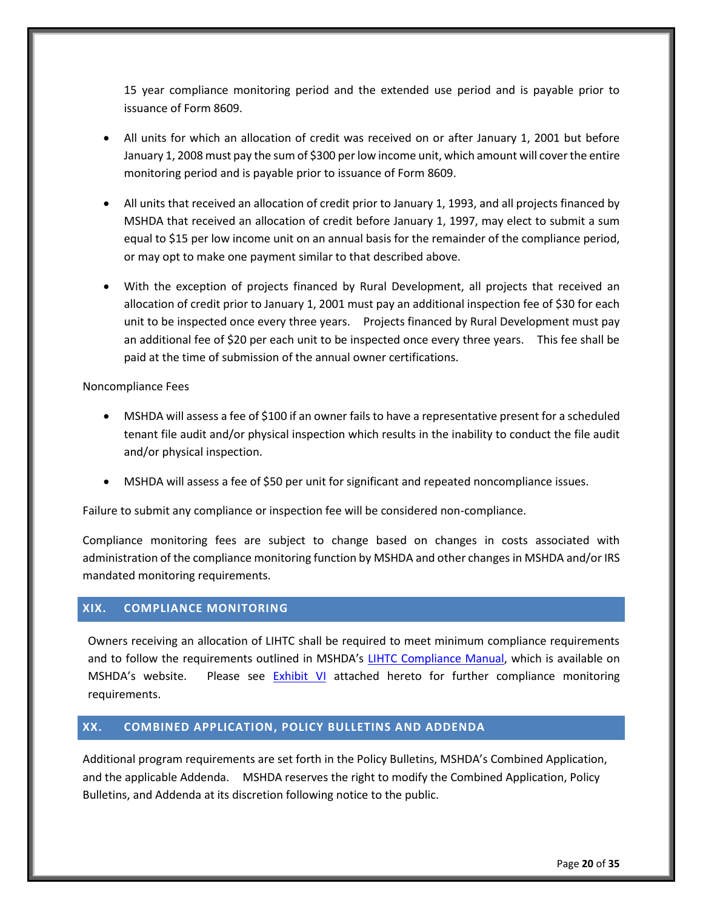15 year compliance monitoring period and the extended use period and is payable prior to issuance of Form 8609.

- All units for which an allocation of credit was received on or after January 1, 2001 but before January 1, 2008 must pay the sum of $300 per low income unit, which amount will cover the entire monitoring period and is payable prior to issuance of Form 8609.

- All units that received an allocation of credit prior to January 1, 1993, and all projects financed by MSHDA that received an allocation of credit before January 1, 1997, may elect to submit a sum equal to $15 per low income unit on an annual basis for the remainder of the compliance period, or may opt to make one payment similar to that described above.

- With the exception of projects financed by Rural Development, all projects that received an allocation of credit prior to January 1, 2001 must pay an additional inspection fee of $30 for each unit to be inspected once every three years. Projects financed by Rural Development must pay an additional fee of $20 per each unit to be inspected once every three years. This fee shall be paid at the time of submission of the annual owner certifications.

Noncompliance Fees

- MSHDA will assess a fee of $100 if an owner fails to have a representative present for a scheduled tenant file audit and/or physical inspection which results in the inability to conduct the file audit and/or physical inspection.

- MSHDA will assess a fee of $50 per unit for significant and repeated noncompliance issues.

Failure to submit any compliance or inspection fee will be considered non-compliance.

Compliance monitoring fees are subject to change based on changes in costs associated with administration of the compliance monitoring function by MSHDA and other changes in MSHDA and/or IRS mandated monitoring requirements.

## XIX. COMPLIANCE MONITORING

Owners receiving an allocation of LIHTC shall be required to meet minimum compliance requirements and to follow the requirements outlined in MSHDA's LIHTC Compliance Manual, which is available on MSHDA's website. Please see Exhibit VI attached hereto for further compliance monitoring requirements.

## XX. COMBINED APPLICATION, POLICY BULLETINS AND ADDENDA

Additional program requirements are set forth in the Policy Bulletins, MSHDA's Combined Application, and the applicable Addenda. MSHDA reserves the right to modify the Combined Application, Policy Bulletins, and Addenda at its discretion following notice to the public.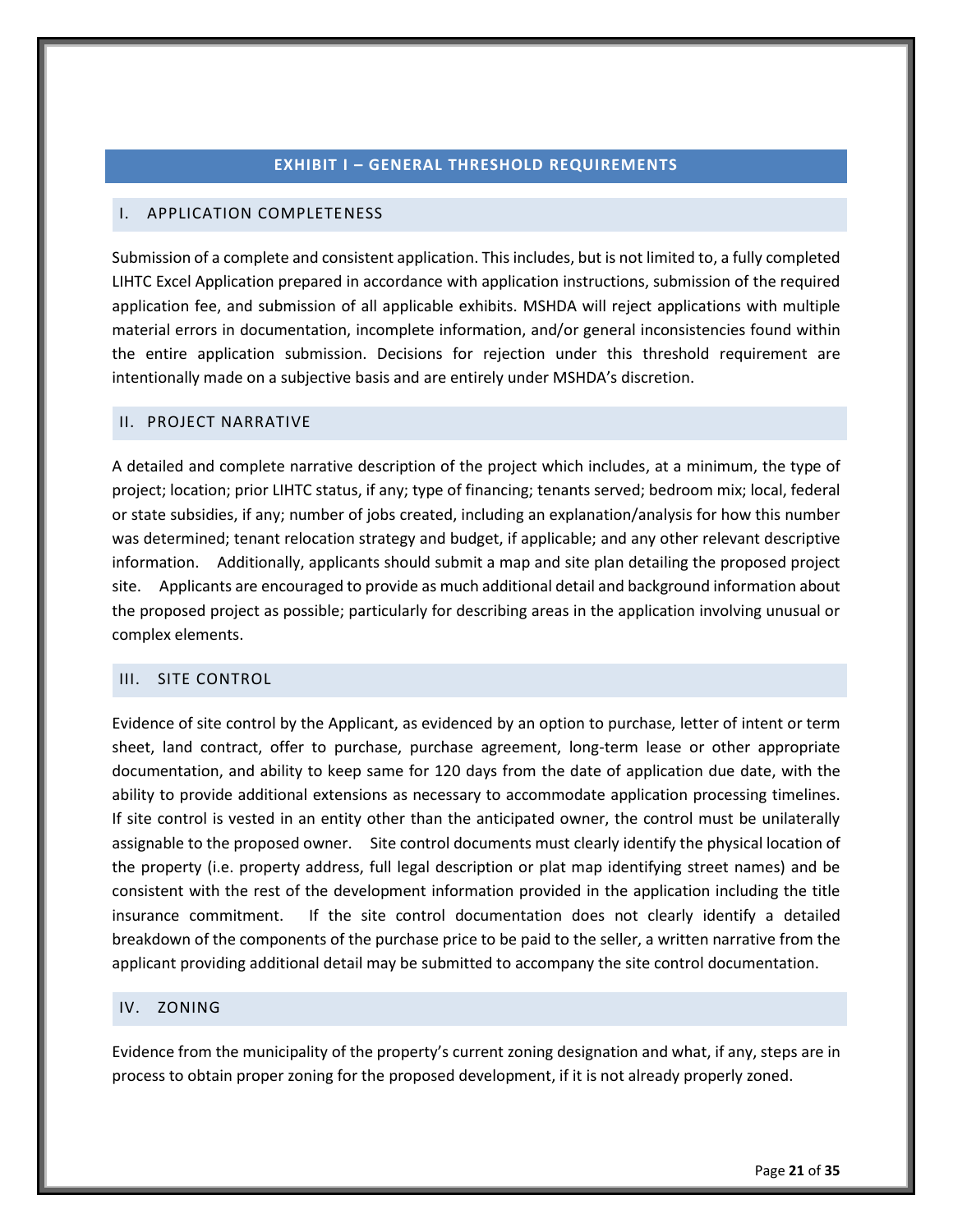# EXHIBIT I – GENERAL THRESHOLD REQUIREMENTS

## I. APPLICATION COMPLETENESS

Submission of a complete and consistent application. This includes, but is not limited to, a fully completed LIHTC Excel Application prepared in accordance with application instructions, submission of the required application fee, and submission of all applicable exhibits. MSHDA will reject applications with multiple material errors in documentation, incomplete information, and/or general inconsistencies found within the entire application submission. Decisions for rejection under this threshold requirement are intentionally made on a subjective basis and are entirely under MSHDA's discretion.

## II. PROJECT NARRATIVE

A detailed and complete narrative description of the project which includes, at a minimum, the type of project; location; prior LIHTC status, if any; type of financing; tenants served; bedroom mix; local, federal or state subsidies, if any; number of jobs created, including an explanation/analysis for how this number was determined; tenant relocation strategy and budget, if applicable; and any other relevant descriptive information. Additionally, applicants should submit a map and site plan detailing the proposed project site. Applicants are encouraged to provide as much additional detail and background information about the proposed project as possible; particularly for describing areas in the application involving unusual or complex elements.

## III. SITE CONTROL

Evidence of site control by the Applicant, as evidenced by an option to purchase, letter of intent or term sheet, land contract, offer to purchase, purchase agreement, long-term lease or other appropriate documentation, and ability to keep same for 120 days from the date of application due date, with the ability to provide additional extensions as necessary to accommodate application processing timelines. If site control is vested in an entity other than the anticipated owner, the control must be unilaterally assignable to the proposed owner. Site control documents must clearly identify the physical location of the property (i.e. property address, full legal description or plat map identifying street names) and be consistent with the rest of the development information provided in the application including the title insurance commitment. If the site control documentation does not clearly identify a detailed breakdown of the components of the purchase price to be paid to the seller, a written narrative from the applicant providing additional detail may be submitted to accompany the site control documentation.

## IV. ZONING

Evidence from the municipality of the property's current zoning designation and what, if any, steps are in process to obtain proper zoning for the proposed development, if it is not already properly zoned.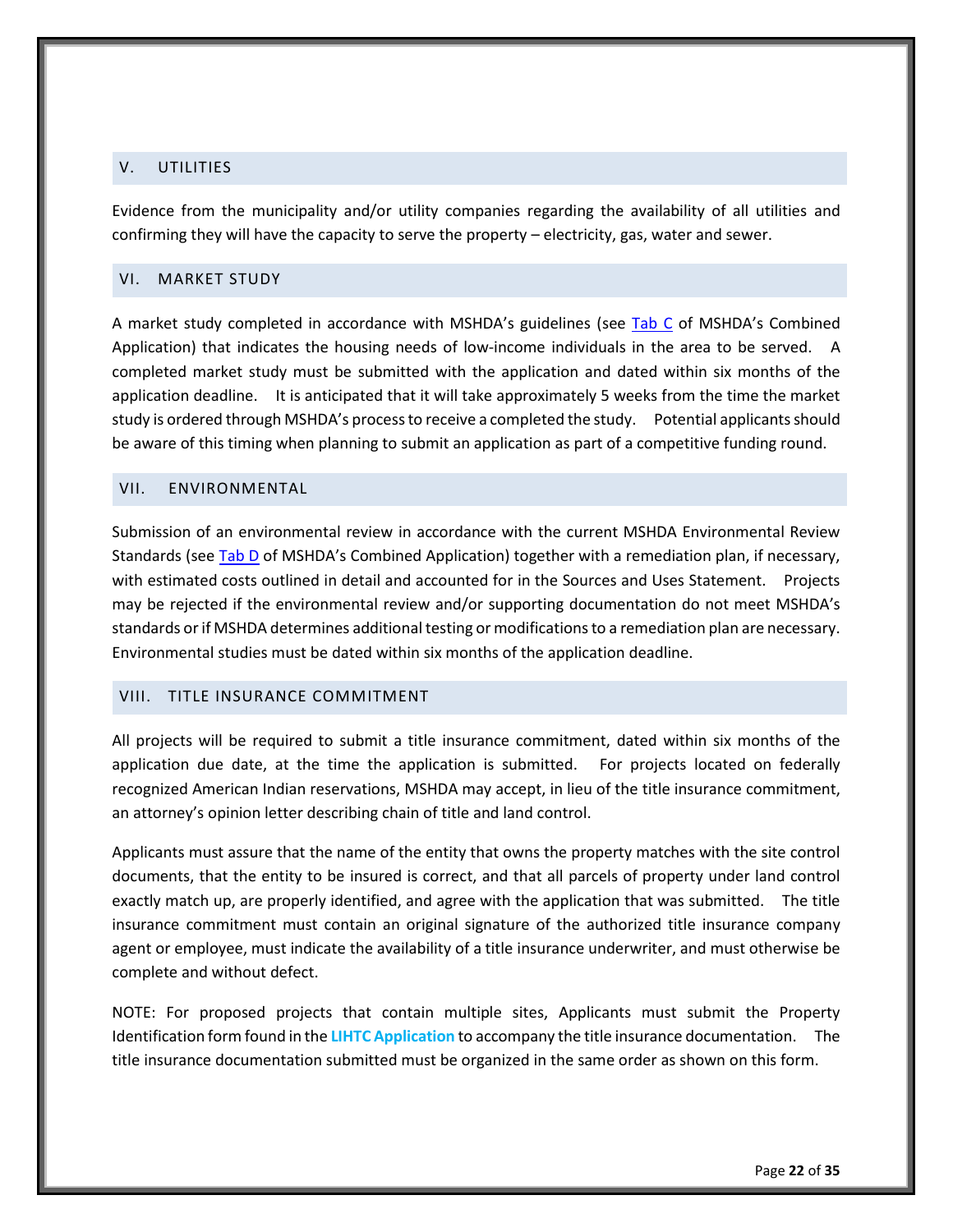## V. UTILITIES

Evidence from the municipality and/or utility companies regarding the availability of all utilities and confirming they will have the capacity to serve the property – electricity, gas, water and sewer.

## VI. MARKET STUDY

A market study completed in accordance with MSHDA's guidelines (see Tab C of MSHDA's Combined Application) that indicates the housing needs of low-income individuals in the area to be served. A completed market study must be submitted with the application and dated within six months of the application deadline. It is anticipated that it will take approximately 5 weeks from the time the market study is ordered through MSHDA's process to receive a completed the study. Potential applicants should be aware of this timing when planning to submit an application as part of a competitive funding round.

## VII. ENVIRONMENTAL

Submission of an environmental review in accordance with the current MSHDA Environmental Review Standards (see Tab D of MSHDA's Combined Application) together with a remediation plan, if necessary, with estimated costs outlined in detail and accounted for in the Sources and Uses Statement. Projects may be rejected if the environmental review and/or supporting documentation do not meet MSHDA's standards or if MSHDA determines additional testing or modifications to a remediation plan are necessary. Environmental studies must be dated within six months of the application deadline.

## VIII. TITLE INSURANCE COMMITMENT

All projects will be required to submit a title insurance commitment, dated within six months of the application due date, at the time the application is submitted. For projects located on federally recognized American Indian reservations, MSHDA may accept, in lieu of the title insurance commitment, an attorney's opinion letter describing chain of title and land control.

Applicants must assure that the name of the entity that owns the property matches with the site control documents, that the entity to be insured is correct, and that all parcels of property under land control exactly match up, are properly identified, and agree with the application that was submitted. The title insurance commitment must contain an original signature of the authorized title insurance company agent or employee, must indicate the availability of a title insurance underwriter, and must otherwise be complete and without defect.

NOTE: For proposed projects that contain multiple sites, Applicants must submit the Property Identification form found in the **LIHTC Application** to accompany the title insurance documentation. The title insurance documentation submitted must be organized in the same order as shown on this form.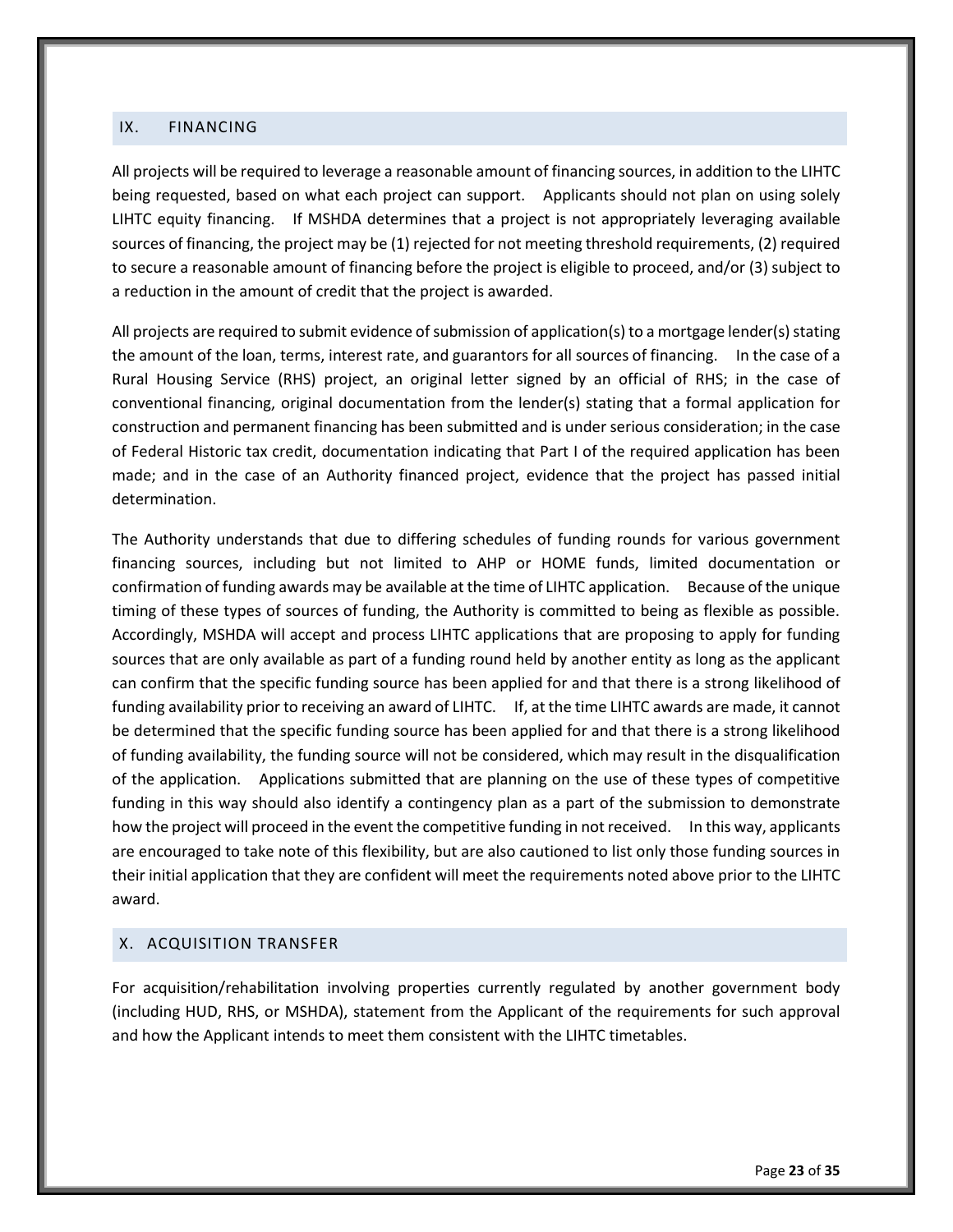## IX. FINANCING

All projects will be required to leverage a reasonable amount of financing sources, in addition to the LIHTC being requested, based on what each project can support. Applicants should not plan on using solely LIHTC equity financing. If MSHDA determines that a project is not appropriately leveraging available sources of financing, the project may be (1) rejected for not meeting threshold requirements, (2) required to secure a reasonable amount of financing before the project is eligible to proceed, and/or (3) subject to a reduction in the amount of credit that the project is awarded.

All projects are required to submit evidence of submission of application(s) to a mortgage lender(s) stating the amount of the loan, terms, interest rate, and guarantors for all sources of financing. In the case of a Rural Housing Service (RHS) project, an original letter signed by an official of RHS; in the case of conventional financing, original documentation from the lender(s) stating that a formal application for construction and permanent financing has been submitted and is under serious consideration; in the case of Federal Historic tax credit, documentation indicating that Part I of the required application has been made; and in the case of an Authority financed project, evidence that the project has passed initial determination.

The Authority understands that due to differing schedules of funding rounds for various government financing sources, including but not limited to AHP or HOME funds, limited documentation or confirmation of funding awards may be available at the time of LIHTC application. Because of the unique timing of these types of sources of funding, the Authority is committed to being as flexible as possible. Accordingly, MSHDA will accept and process LIHTC applications that are proposing to apply for funding sources that are only available as part of a funding round held by another entity as long as the applicant can confirm that the specific funding source has been applied for and that there is a strong likelihood of funding availability prior to receiving an award of LIHTC. If, at the time LIHTC awards are made, it cannot be determined that the specific funding source has been applied for and that there is a strong likelihood of funding availability, the funding source will not be considered, which may result in the disqualification of the application. Applications submitted that are planning on the use of these types of competitive funding in this way should also identify a contingency plan as a part of the submission to demonstrate how the project will proceed in the event the competitive funding in not received. In this way, applicants are encouraged to take note of this flexibility, but are also cautioned to list only those funding sources in their initial application that they are confident will meet the requirements noted above prior to the LIHTC award.

## X. ACQUISITION TRANSFER

For acquisition/rehabilitation involving properties currently regulated by another government body (including HUD, RHS, or MSHDA), statement from the Applicant of the requirements for such approval and how the Applicant intends to meet them consistent with the LIHTC timetables.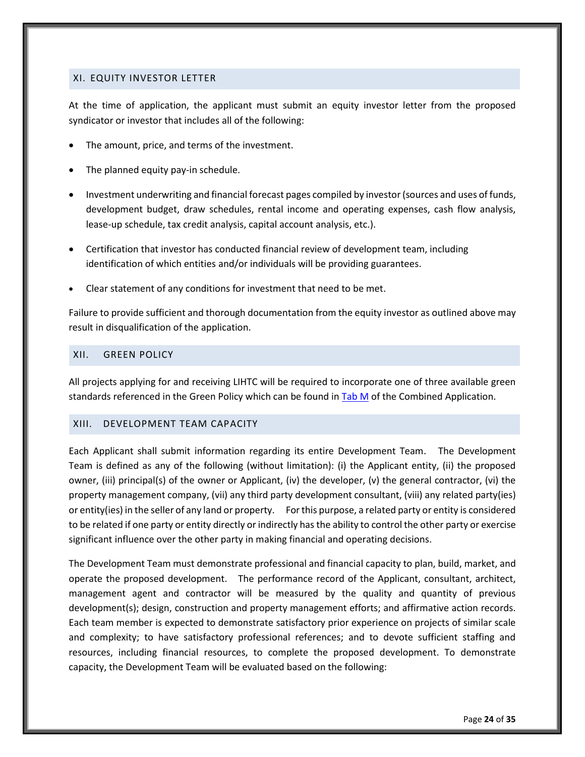## XI. EQUITY INVESTOR LETTER

At the time of application, the applicant must submit an equity investor letter from the proposed syndicator or investor that includes all of the following:

- The amount, price, and terms of the investment.
- The planned equity pay-in schedule.
- Investment underwriting and financial forecast pages compiled by investor (sources and uses of funds, development budget, draw schedules, rental income and operating expenses, cash flow analysis, lease-up schedule, tax credit analysis, capital account analysis, etc.).
- Certification that investor has conducted financial review of development team, including identification of which entities and/or individuals will be providing guarantees.
- Clear statement of any conditions for investment that need to be met.

Failure to provide sufficient and thorough documentation from the equity investor as outlined above may result in disqualification of the application.

## XII. GREEN POLICY

All projects applying for and receiving LIHTC will be required to incorporate one of three available green standards referenced in the Green Policy which can be found in Tab M of the Combined Application.

## XIII. DEVELOPMENT TEAM CAPACITY

Each Applicant shall submit information regarding its entire Development Team. The Development Team is defined as any of the following (without limitation): (i) the Applicant entity, (ii) the proposed owner, (iii) principal(s) of the owner or Applicant, (iv) the developer, (v) the general contractor, (vi) the property management company, (vii) any third party development consultant, (viii) any related party(ies) or entity(ies) in the seller of any land or property. For this purpose, a related party or entity is considered to be related if one party or entity directly or indirectly has the ability to control the other party or exercise significant influence over the other party in making financial and operating decisions.

The Development Team must demonstrate professional and financial capacity to plan, build, market, and operate the proposed development. The performance record of the Applicant, consultant, architect, management agent and contractor will be measured by the quality and quantity of previous development(s); design, construction and property management efforts; and affirmative action records. Each team member is expected to demonstrate satisfactory prior experience on projects of similar scale and complexity; to have satisfactory professional references; and to devote sufficient staffing and resources, including financial resources, to complete the proposed development. To demonstrate capacity, the Development Team will be evaluated based on the following: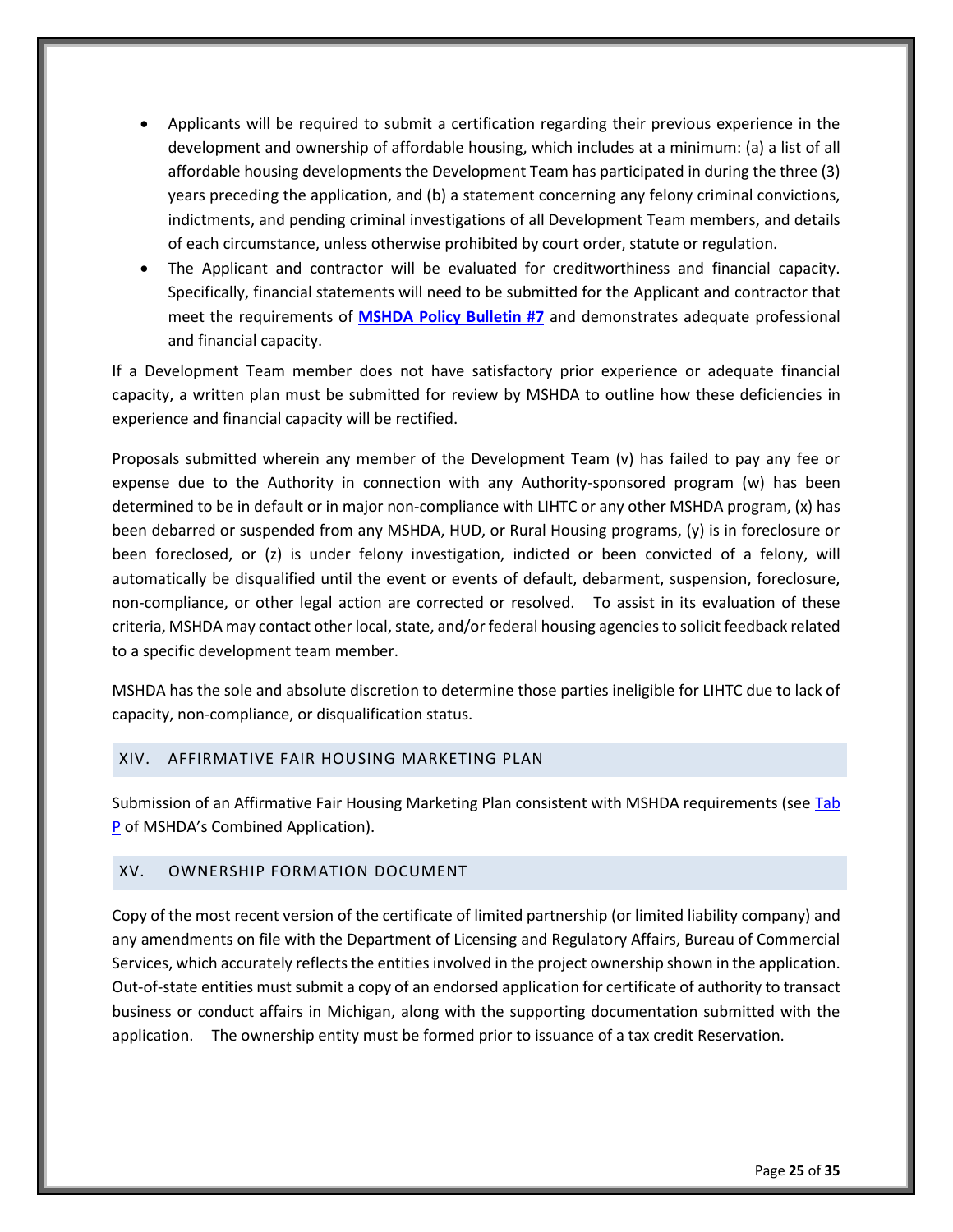- Applicants will be required to submit a certification regarding their previous experience in the development and ownership of affordable housing, which includes at a minimum: (a) a list of all affordable housing developments the Development Team has participated in during the three (3) years preceding the application, and (b) a statement concerning any felony criminal convictions, indictments, and pending criminal investigations of all Development Team members, and details of each circumstance, unless otherwise prohibited by court order, statute or regulation.
- The Applicant and contractor will be evaluated for creditworthiness and financial capacity. Specifically, financial statements will need to be submitted for the Applicant and contractor that meet the requirements of **MSHDA Policy Bulletin #7** and demonstrates adequate professional and financial capacity.

If a Development Team member does not have satisfactory prior experience or adequate financial capacity, a written plan must be submitted for review by MSHDA to outline how these deficiencies in experience and financial capacity will be rectified.

Proposals submitted wherein any member of the Development Team (v) has failed to pay any fee or expense due to the Authority in connection with any Authority-sponsored program (w) has been determined to be in default or in major non-compliance with LIHTC or any other MSHDA program, (x) has been debarred or suspended from any MSHDA, HUD, or Rural Housing programs, (y) is in foreclosure or been foreclosed, or (z) is under felony investigation, indicted or been convicted of a felony, will automatically be disqualified until the event or events of default, debarment, suspension, foreclosure, non-compliance, or other legal action are corrected or resolved. To assist in its evaluation of these criteria, MSHDA may contact other local, state, and/or federal housing agencies to solicit feedback related to a specific development team member.

MSHDA has the sole and absolute discretion to determine those parties ineligible for LIHTC due to lack of capacity, non-compliance, or disqualification status.

## XIV. AFFIRMATIVE FAIR HOUSING MARKETING PLAN

Submission of an Affirmative Fair Housing Marketing Plan consistent with MSHDA requirements (see Tab P of MSHDA's Combined Application).

## XV. OWNERSHIP FORMATION DOCUMENT

Copy of the most recent version of the certificate of limited partnership (or limited liability company) and any amendments on file with the Department of Licensing and Regulatory Affairs, Bureau of Commercial Services, which accurately reflects the entities involved in the project ownership shown in the application. Out-of-state entities must submit a copy of an endorsed application for certificate of authority to transact business or conduct affairs in Michigan, along with the supporting documentation submitted with the application. The ownership entity must be formed prior to issuance of a tax credit Reservation.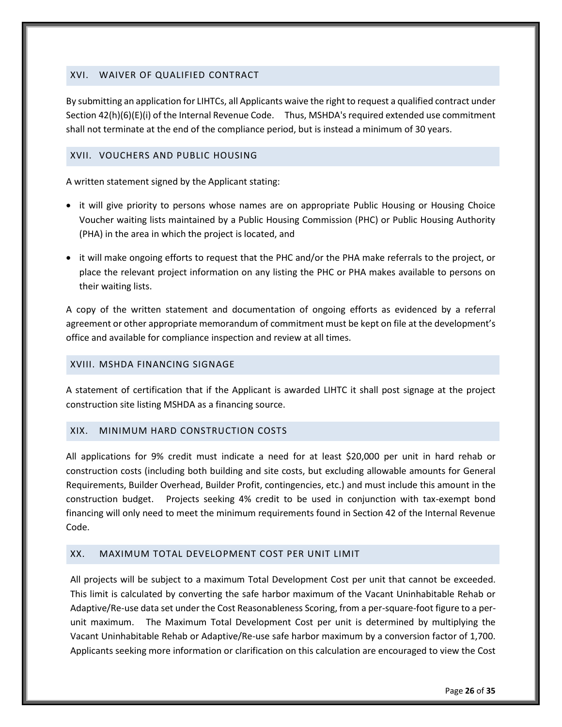## XVI. WAIVER OF QUALIFIED CONTRACT

By submitting an application for LIHTCs, all Applicants waive the right to request a qualified contract under Section 42(h)(6)(E)(i) of the Internal Revenue Code. Thus, MSHDA's required extended use commitment shall not terminate at the end of the compliance period, but is instead a minimum of 30 years.

## XVII. VOUCHERS AND PUBLIC HOUSING

A written statement signed by the Applicant stating:

- it will give priority to persons whose names are on appropriate Public Housing or Housing Choice Voucher waiting lists maintained by a Public Housing Commission (PHC) or Public Housing Authority (PHA) in the area in which the project is located, and
- it will make ongoing efforts to request that the PHC and/or the PHA make referrals to the project, or place the relevant project information on any listing the PHC or PHA makes available to persons on their waiting lists.

A copy of the written statement and documentation of ongoing efforts as evidenced by a referral agreement or other appropriate memorandum of commitment must be kept on file at the development's office and available for compliance inspection and review at all times.

## XVIII. MSHDA FINANCING SIGNAGE

A statement of certification that if the Applicant is awarded LIHTC it shall post signage at the project construction site listing MSHDA as a financing source.

## XIX. MINIMUM HARD CONSTRUCTION COSTS

All applications for 9% credit must indicate a need for at least $20,000 per unit in hard rehab or construction costs (including both building and site costs, but excluding allowable amounts for General Requirements, Builder Overhead, Builder Profit, contingencies, etc.) and must include this amount in the construction budget. Projects seeking 4% credit to be used in conjunction with tax-exempt bond financing will only need to meet the minimum requirements found in Section 42 of the Internal Revenue Code.

## XX. MAXIMUM TOTAL DEVELOPMENT COST PER UNIT LIMIT

All projects will be subject to a maximum Total Development Cost per unit that cannot be exceeded. This limit is calculated by converting the safe harbor maximum of the Vacant Uninhabitable Rehab or Adaptive/Re-use data set under the Cost Reasonableness Scoring, from a per-square-foot figure to a per-unit maximum. The Maximum Total Development Cost per unit is determined by multiplying the Vacant Uninhabitable Rehab or Adaptive/Re-use safe harbor maximum by a conversion factor of 1,700. Applicants seeking more information or clarification on this calculation are encouraged to view the Cost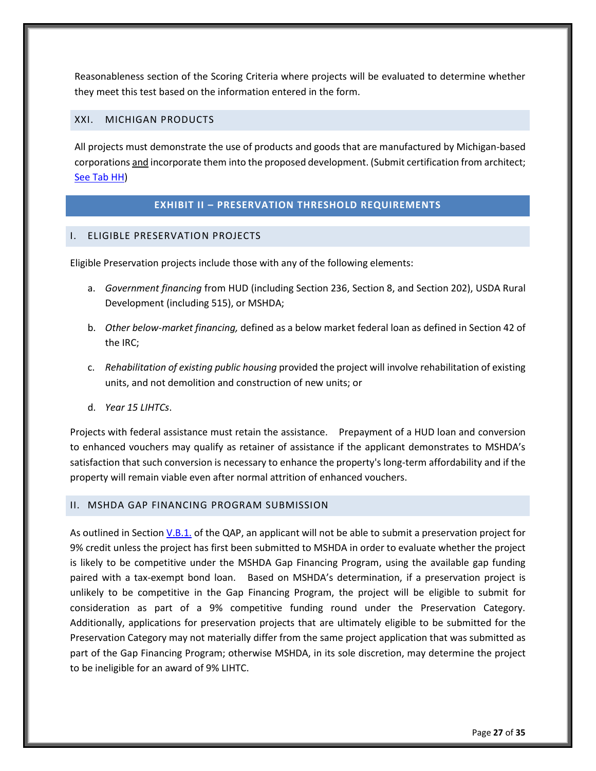Reasonableness section of the Scoring Criteria where projects will be evaluated to determine whether they meet this test based on the information entered in the form.

### XXI. MICHIGAN PRODUCTS

All projects must demonstrate the use of products and goods that are manufactured by Michigan-based corporations and incorporate them into the proposed development. (Submit certification from architect; See Tab HH)

## EXHIBIT II – PRESERVATION THRESHOLD REQUIREMENTS

### I. ELIGIBLE PRESERVATION PROJECTS

Eligible Preservation projects include those with any of the following elements:

a. *Government financing* from HUD (including Section 236, Section 8, and Section 202), USDA Rural Development (including 515), or MSHDA;

b. *Other below-market financing,* defined as a below market federal loan as defined in Section 42 of the IRC;

c. *Rehabilitation of existing public housing* provided the project will involve rehabilitation of existing units, and not demolition and construction of new units; or

d. *Year 15 LIHTCs*.

Projects with federal assistance must retain the assistance. Prepayment of a HUD loan and conversion to enhanced vouchers may qualify as retainer of assistance if the applicant demonstrates to MSHDA's satisfaction that such conversion is necessary to enhance the property's long-term affordability and if the property will remain viable even after normal attrition of enhanced vouchers.

### II. MSHDA GAP FINANCING PROGRAM SUBMISSION

As outlined in Section V.B.1. of the QAP, an applicant will not be able to submit a preservation project for 9% credit unless the project has first been submitted to MSHDA in order to evaluate whether the project is likely to be competitive under the MSHDA Gap Financing Program, using the available gap funding paired with a tax-exempt bond loan. Based on MSHDA's determination, if a preservation project is unlikely to be competitive in the Gap Financing Program, the project will be eligible to submit for consideration as part of a 9% competitive funding round under the Preservation Category. Additionally, applications for preservation projects that are ultimately eligible to be submitted for the Preservation Category may not materially differ from the same project application that was submitted as part of the Gap Financing Program; otherwise MSHDA, in its sole discretion, may determine the project to be ineligible for an award of 9% LIHTC.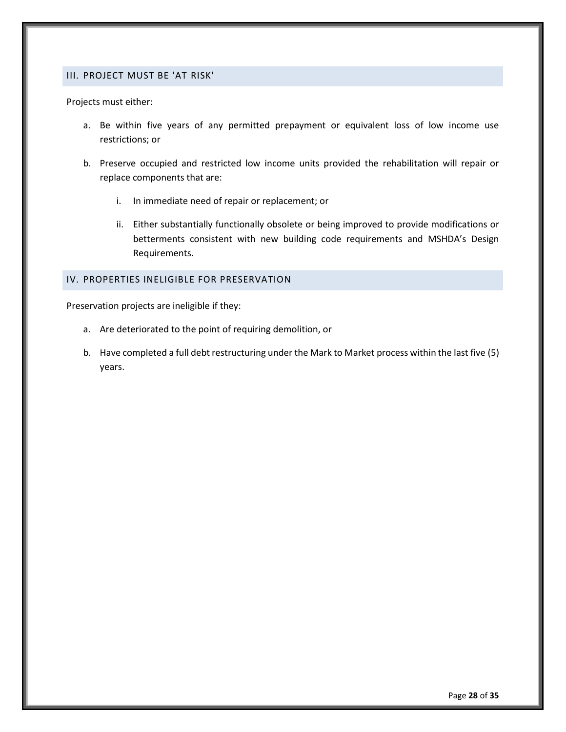## III. PROJECT MUST BE 'AT RISK'

Projects must either:

a. Be within five years of any permitted prepayment or equivalent loss of low income use restrictions; or

b. Preserve occupied and restricted low income units provided the rehabilitation will repair or replace components that are:

   i. In immediate need of repair or replacement; or

   ii. Either substantially functionally obsolete or being improved to provide modifications or betterments consistent with new building code requirements and MSHDA's Design Requirements.

## IV. PROPERTIES INELIGIBLE FOR PRESERVATION

Preservation projects are ineligible if they:

a. Are deteriorated to the point of requiring demolition, or

b. Have completed a full debt restructuring under the Mark to Market process within the last five (5) years.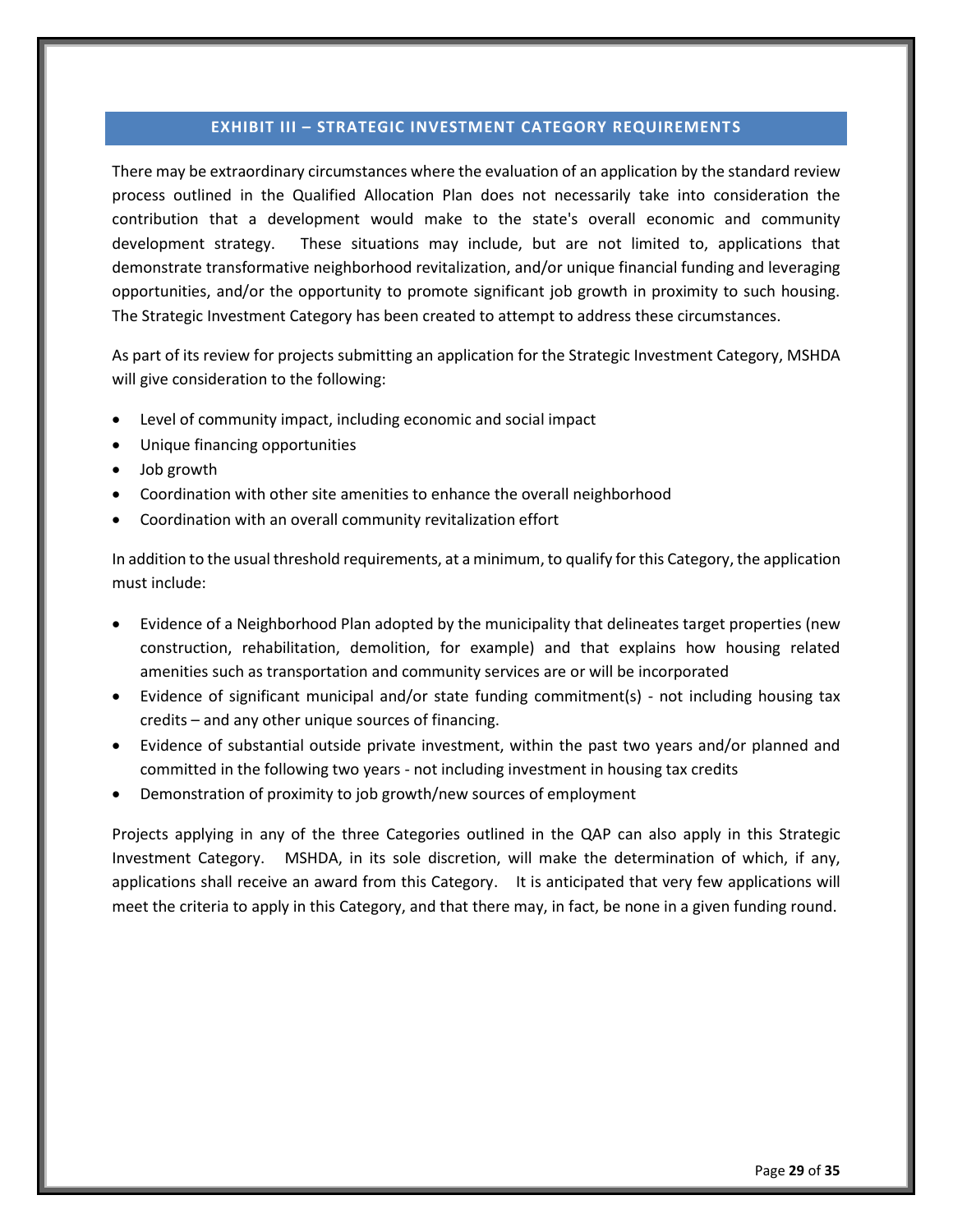## EXHIBIT III – STRATEGIC INVESTMENT CATEGORY REQUIREMENTS

There may be extraordinary circumstances where the evaluation of an application by the standard review process outlined in the Qualified Allocation Plan does not necessarily take into consideration the contribution that a development would make to the state's overall economic and community development strategy. These situations may include, but are not limited to, applications that demonstrate transformative neighborhood revitalization, and/or unique financial funding and leveraging opportunities, and/or the opportunity to promote significant job growth in proximity to such housing. The Strategic Investment Category has been created to attempt to address these circumstances.

As part of its review for projects submitting an application for the Strategic Investment Category, MSHDA will give consideration to the following:

- Level of community impact, including economic and social impact
- Unique financing opportunities
- Job growth
- Coordination with other site amenities to enhance the overall neighborhood
- Coordination with an overall community revitalization effort

In addition to the usual threshold requirements, at a minimum, to qualify for this Category, the application must include:

- Evidence of a Neighborhood Plan adopted by the municipality that delineates target properties (new construction, rehabilitation, demolition, for example) and that explains how housing related amenities such as transportation and community services are or will be incorporated
- Evidence of significant municipal and/or state funding commitment(s) - not including housing tax credits – and any other unique sources of financing.
- Evidence of substantial outside private investment, within the past two years and/or planned and committed in the following two years - not including investment in housing tax credits
- Demonstration of proximity to job growth/new sources of employment

Projects applying in any of the three Categories outlined in the QAP can also apply in this Strategic Investment Category. MSHDA, in its sole discretion, will make the determination of which, if any, applications shall receive an award from this Category. It is anticipated that very few applications will meet the criteria to apply in this Category, and that there may, in fact, be none in a given funding round.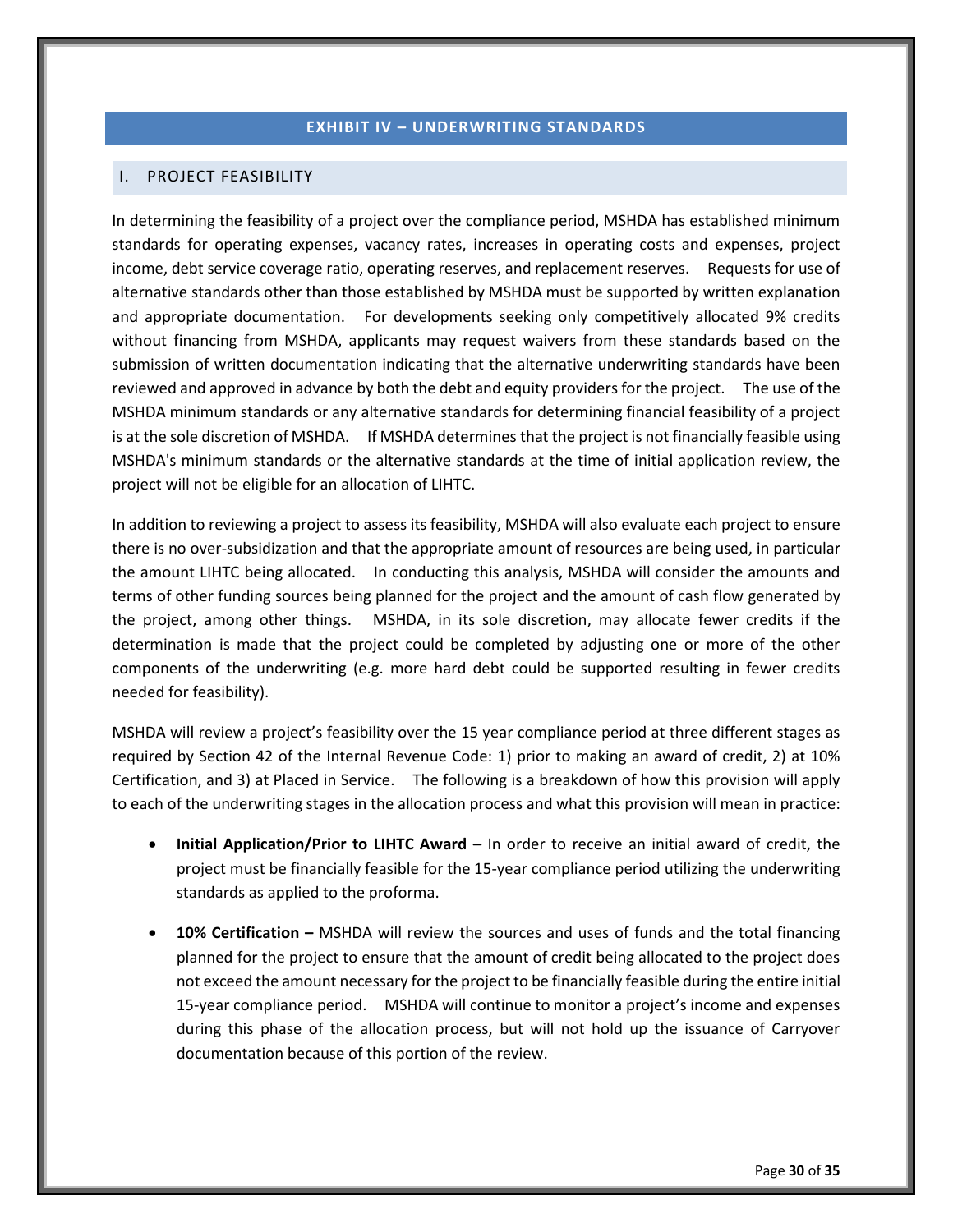## EXHIBIT IV – UNDERWRITING STANDARDS

### I. PROJECT FEASIBILITY

In determining the feasibility of a project over the compliance period, MSHDA has established minimum standards for operating expenses, vacancy rates, increases in operating costs and expenses, project income, debt service coverage ratio, operating reserves, and replacement reserves. Requests for use of alternative standards other than those established by MSHDA must be supported by written explanation and appropriate documentation. For developments seeking only competitively allocated 9% credits without financing from MSHDA, applicants may request waivers from these standards based on the submission of written documentation indicating that the alternative underwriting standards have been reviewed and approved in advance by both the debt and equity providers for the project. The use of the MSHDA minimum standards or any alternative standards for determining financial feasibility of a project is at the sole discretion of MSHDA. If MSHDA determines that the project is not financially feasible using MSHDA's minimum standards or the alternative standards at the time of initial application review, the project will not be eligible for an allocation of LIHTC.

In addition to reviewing a project to assess its feasibility, MSHDA will also evaluate each project to ensure there is no over-subsidization and that the appropriate amount of resources are being used, in particular the amount LIHTC being allocated. In conducting this analysis, MSHDA will consider the amounts and terms of other funding sources being planned for the project and the amount of cash flow generated by the project, among other things. MSHDA, in its sole discretion, may allocate fewer credits if the determination is made that the project could be completed by adjusting one or more of the other components of the underwriting (e.g. more hard debt could be supported resulting in fewer credits needed for feasibility).

MSHDA will review a project's feasibility over the 15 year compliance period at three different stages as required by Section 42 of the Internal Revenue Code: 1) prior to making an award of credit, 2) at 10% Certification, and 3) at Placed in Service. The following is a breakdown of how this provision will apply to each of the underwriting stages in the allocation process and what this provision will mean in practice:

- **Initial Application/Prior to LIHTC Award –** In order to receive an initial award of credit, the project must be financially feasible for the 15-year compliance period utilizing the underwriting standards as applied to the proforma.
- **10% Certification –** MSHDA will review the sources and uses of funds and the total financing planned for the project to ensure that the amount of credit being allocated to the project does not exceed the amount necessary for the project to be financially feasible during the entire initial 15-year compliance period. MSHDA will continue to monitor a project's income and expenses during this phase of the allocation process, but will not hold up the issuance of Carryover documentation because of this portion of the review.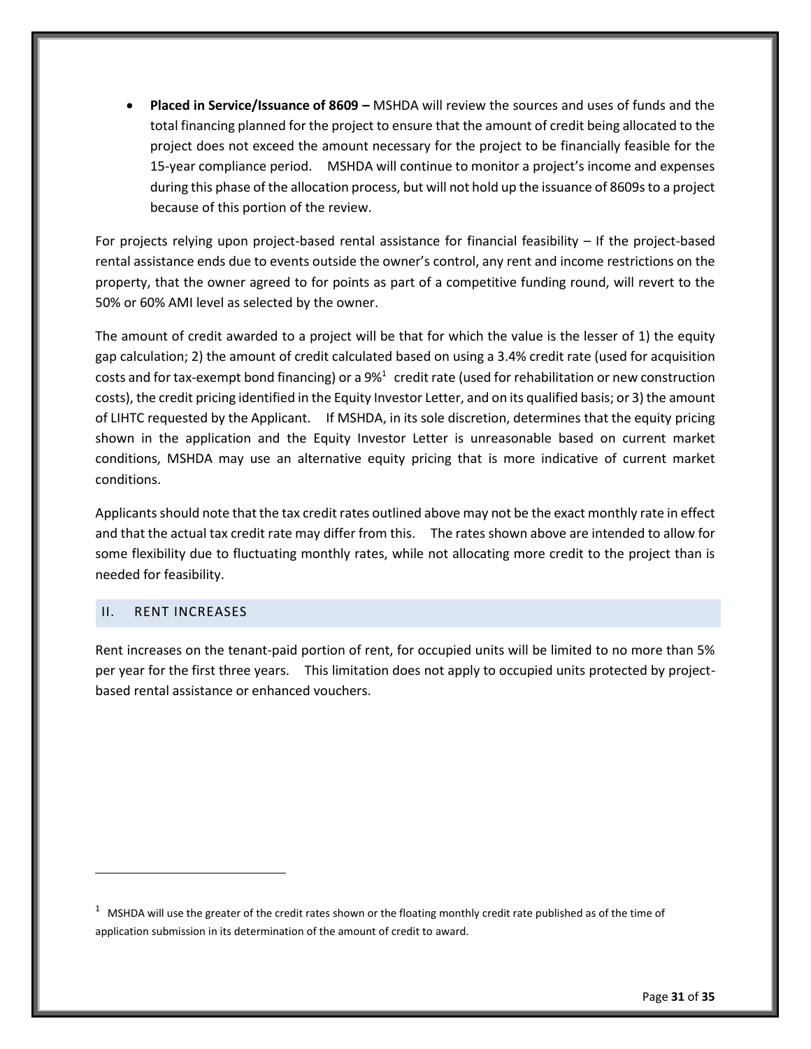- **Placed in Service/Issuance of 8609 –** MSHDA will review the sources and uses of funds and the total financing planned for the project to ensure that the amount of credit being allocated to the project does not exceed the amount necessary for the project to be financially feasible for the 15-year compliance period. MSHDA will continue to monitor a project's income and expenses during this phase of the allocation process, but will not hold up the issuance of 8609s to a project because of this portion of the review.

For projects relying upon project-based rental assistance for financial feasibility – If the project-based rental assistance ends due to events outside the owner's control, any rent and income restrictions on the property, that the owner agreed to for points as part of a competitive funding round, will revert to the 50% or 60% AMI level as selected by the owner.

The amount of credit awarded to a project will be that for which the value is the lesser of 1) the equity gap calculation; 2) the amount of credit calculated based on using a 3.4% credit rate (used for acquisition costs and for tax-exempt bond financing) or a 9%[1] credit rate (used for rehabilitation or new construction costs), the credit pricing identified in the Equity Investor Letter, and on its qualified basis; or 3) the amount of LIHTC requested by the Applicant. If MSHDA, in its sole discretion, determines that the equity pricing shown in the application and the Equity Investor Letter is unreasonable based on current market conditions, MSHDA may use an alternative equity pricing that is more indicative of current market conditions.

Applicants should note that the tax credit rates outlined above may not be the exact monthly rate in effect and that the actual tax credit rate may differ from this. The rates shown above are intended to allow for some flexibility due to fluctuating monthly rates, while not allocating more credit to the project than is needed for feasibility.

## II. RENT INCREASES

Rent increases on the tenant-paid portion of rent, for occupied units will be limited to no more than 5% per year for the first three years. This limitation does not apply to occupied units protected by project-based rental assistance or enhanced vouchers.

---

[1] MSHDA will use the greater of the credit rates shown or the floating monthly credit rate published as of the time of application submission in its determination of the amount of credit to award.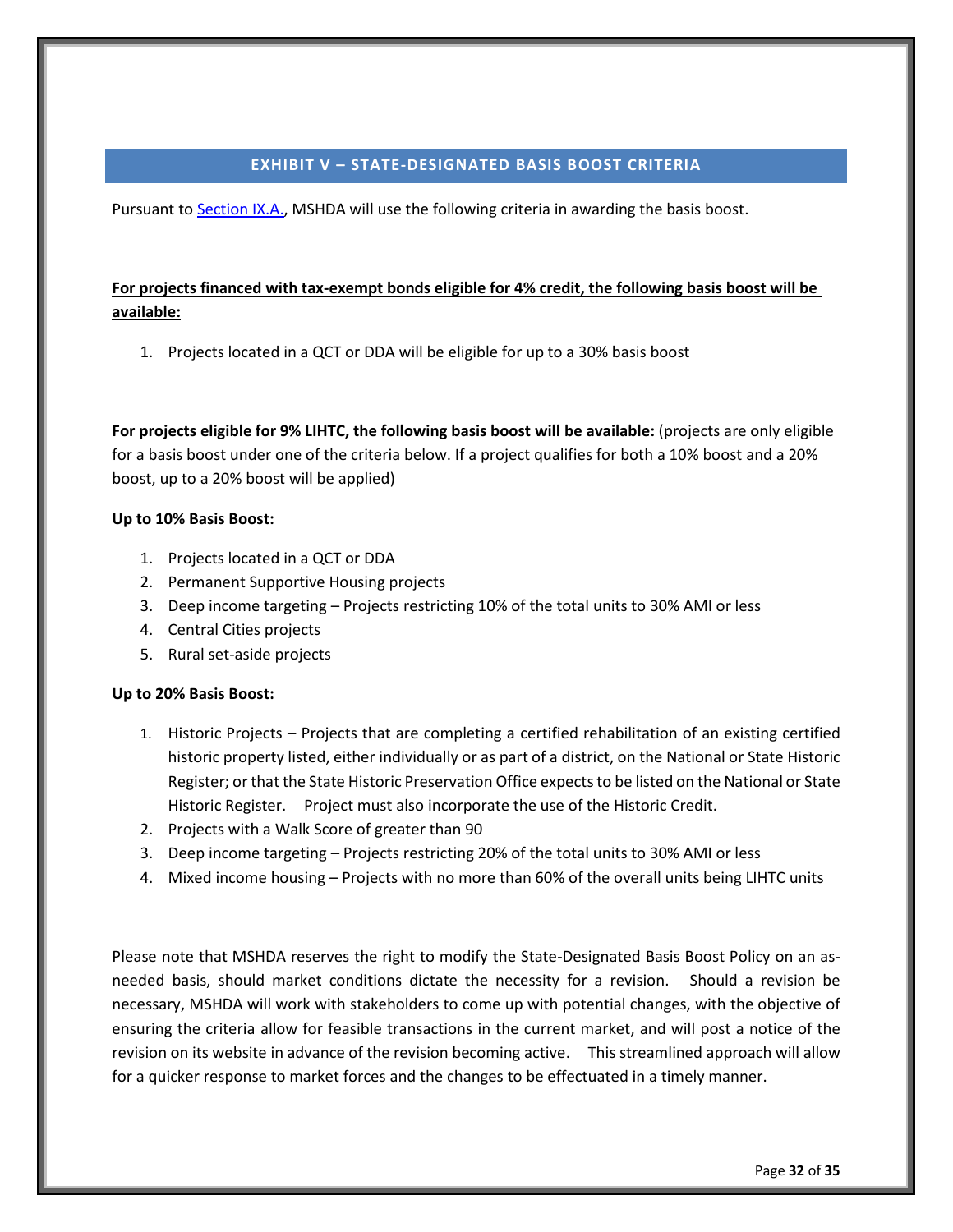## EXHIBIT V – STATE-DESIGNATED BASIS BOOST CRITERIA

Pursuant to Section IX.A., MSHDA will use the following criteria in awarding the basis boost.

**For projects financed with tax-exempt bonds eligible for 4% credit, the following basis boost will be available:**

1. Projects located in a QCT or DDA will be eligible for up to a 30% basis boost

**For projects eligible for 9% LIHTC, the following basis boost will be available:** (projects are only eligible for a basis boost under one of the criteria below. If a project qualifies for both a 10% boost and a 20% boost, up to a 20% boost will be applied)

**Up to 10% Basis Boost:**

1. Projects located in a QCT or DDA
2. Permanent Supportive Housing projects
3. Deep income targeting – Projects restricting 10% of the total units to 30% AMI or less
4. Central Cities projects
5. Rural set-aside projects

**Up to 20% Basis Boost:**

1. Historic Projects – Projects that are completing a certified rehabilitation of an existing certified historic property listed, either individually or as part of a district, on the National or State Historic Register; or that the State Historic Preservation Office expects to be listed on the National or State Historic Register. Project must also incorporate the use of the Historic Credit.
2. Projects with a Walk Score of greater than 90
3. Deep income targeting – Projects restricting 20% of the total units to 30% AMI or less
4. Mixed income housing – Projects with no more than 60% of the overall units being LIHTC units

Please note that MSHDA reserves the right to modify the State-Designated Basis Boost Policy on an as-needed basis, should market conditions dictate the necessity for a revision. Should a revision be necessary, MSHDA will work with stakeholders to come up with potential changes, with the objective of ensuring the criteria allow for feasible transactions in the current market, and will post a notice of the revision on its website in advance of the revision becoming active. This streamlined approach will allow for a quicker response to market forces and the changes to be effectuated in a timely manner.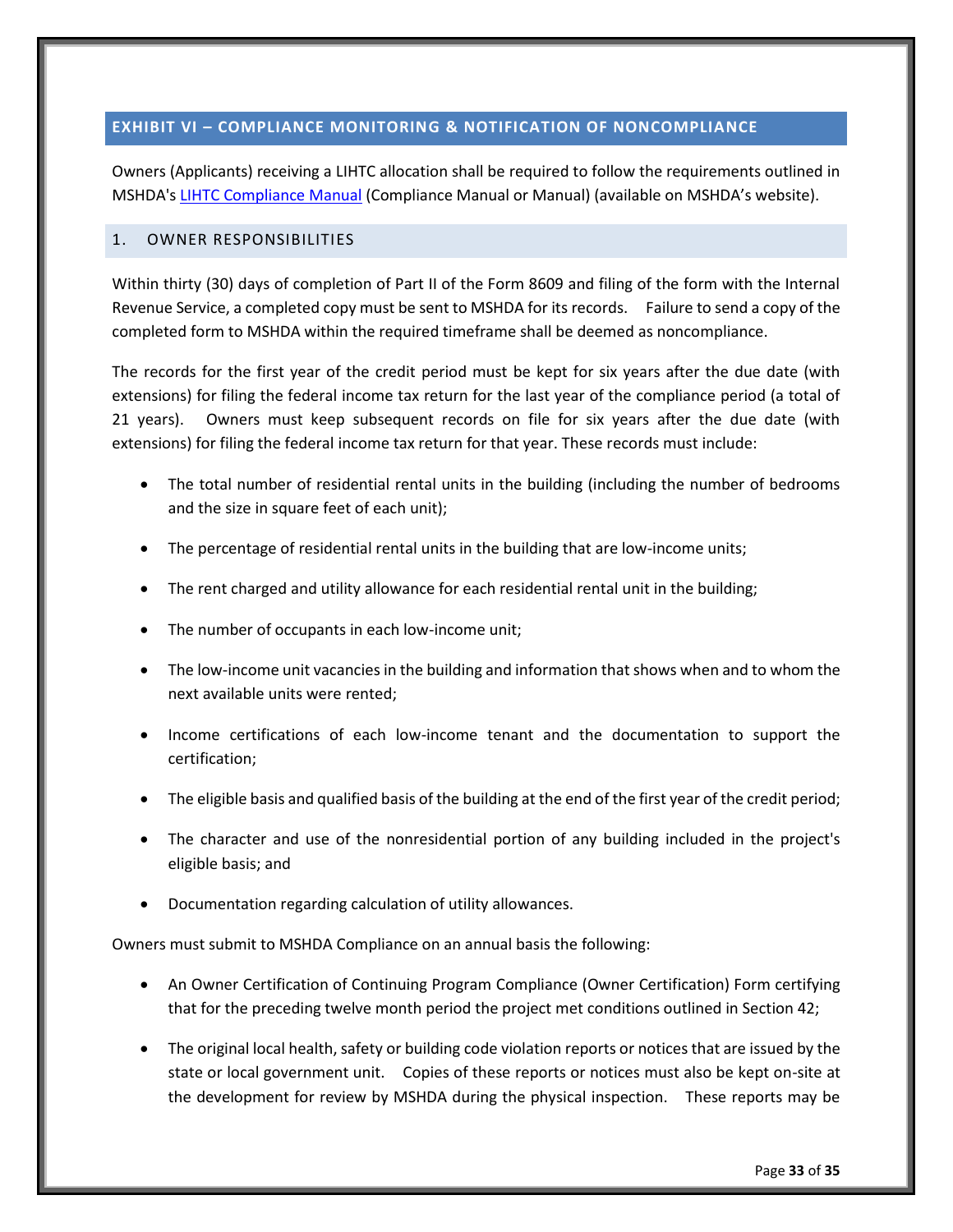## EXHIBIT VI – COMPLIANCE MONITORING & NOTIFICATION OF NONCOMPLIANCE

Owners (Applicants) receiving a LIHTC allocation shall be required to follow the requirements outlined in MSHDA's LIHTC Compliance Manual (Compliance Manual or Manual) (available on MSHDA's website).

### 1. OWNER RESPONSIBILITIES

Within thirty (30) days of completion of Part II of the Form 8609 and filing of the form with the Internal Revenue Service, a completed copy must be sent to MSHDA for its records. Failure to send a copy of the completed form to MSHDA within the required timeframe shall be deemed as noncompliance.

The records for the first year of the credit period must be kept for six years after the due date (with extensions) for filing the federal income tax return for the last year of the compliance period (a total of 21 years). Owners must keep subsequent records on file for six years after the due date (with extensions) for filing the federal income tax return for that year. These records must include:

- The total number of residential rental units in the building (including the number of bedrooms and the size in square feet of each unit);
- The percentage of residential rental units in the building that are low-income units;
- The rent charged and utility allowance for each residential rental unit in the building;
- The number of occupants in each low-income unit;
- The low-income unit vacancies in the building and information that shows when and to whom the next available units were rented;
- Income certifications of each low-income tenant and the documentation to support the certification;
- The eligible basis and qualified basis of the building at the end of the first year of the credit period;
- The character and use of the nonresidential portion of any building included in the project's eligible basis; and
- Documentation regarding calculation of utility allowances.

Owners must submit to MSHDA Compliance on an annual basis the following:

- An Owner Certification of Continuing Program Compliance (Owner Certification) Form certifying that for the preceding twelve month period the project met conditions outlined in Section 42;
- The original local health, safety or building code violation reports or notices that are issued by the state or local government unit. Copies of these reports or notices must also be kept on-site at the development for review by MSHDA during the physical inspection. These reports may be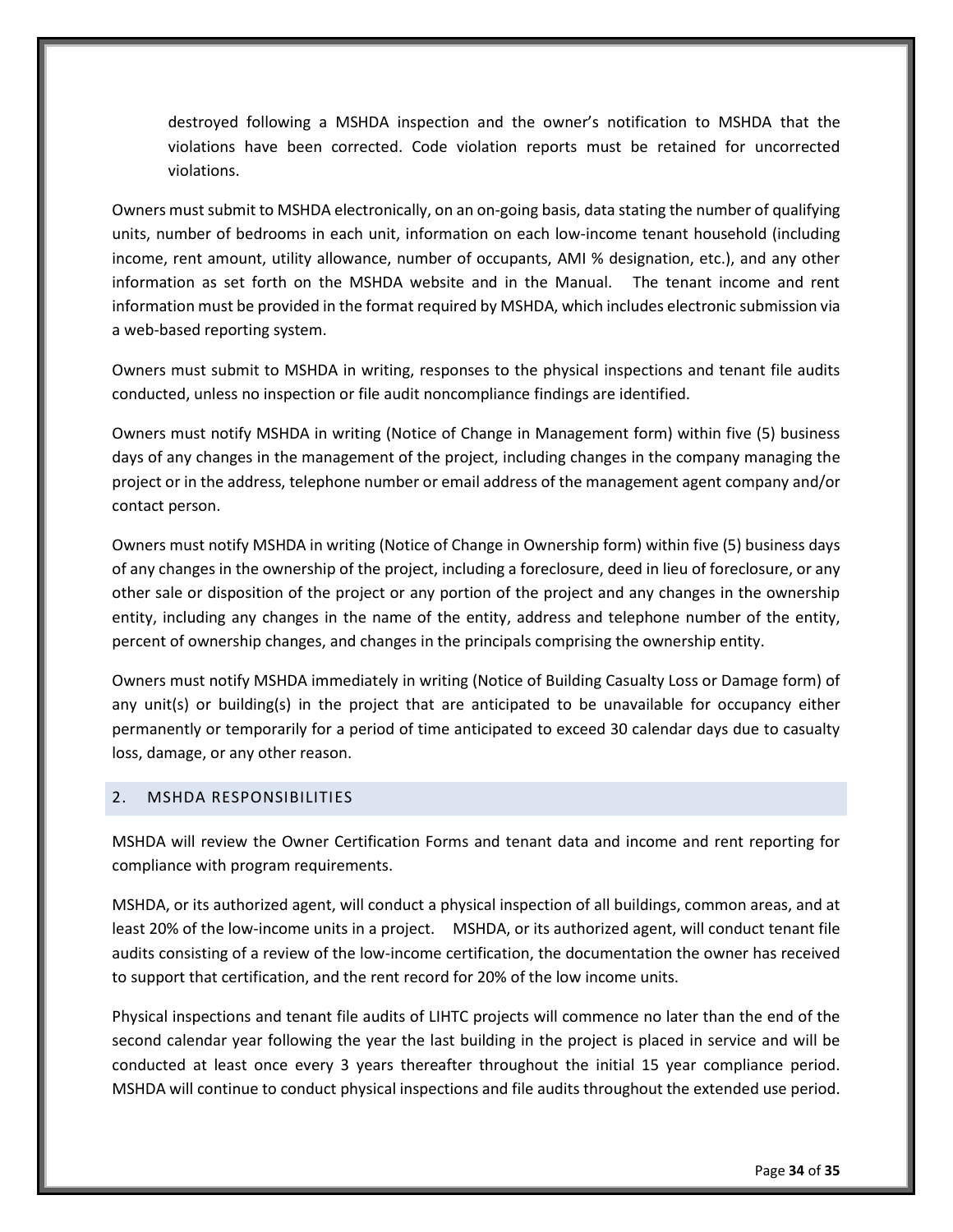destroyed following a MSHDA inspection and the owner's notification to MSHDA that the violations have been corrected. Code violation reports must be retained for uncorrected violations.

Owners must submit to MSHDA electronically, on an on-going basis, data stating the number of qualifying units, number of bedrooms in each unit, information on each low-income tenant household (including income, rent amount, utility allowance, number of occupants, AMI % designation, etc.), and any other information as set forth on the MSHDA website and in the Manual. The tenant income and rent information must be provided in the format required by MSHDA, which includes electronic submission via a web-based reporting system.

Owners must submit to MSHDA in writing, responses to the physical inspections and tenant file audits conducted, unless no inspection or file audit noncompliance findings are identified.

Owners must notify MSHDA in writing (Notice of Change in Management form) within five (5) business days of any changes in the management of the project, including changes in the company managing the project or in the address, telephone number or email address of the management agent company and/or contact person.

Owners must notify MSHDA in writing (Notice of Change in Ownership form) within five (5) business days of any changes in the ownership of the project, including a foreclosure, deed in lieu of foreclosure, or any other sale or disposition of the project or any portion of the project and any changes in the ownership entity, including any changes in the name of the entity, address and telephone number of the entity, percent of ownership changes, and changes in the principals comprising the ownership entity.

Owners must notify MSHDA immediately in writing (Notice of Building Casualty Loss or Damage form) of any unit(s) or building(s) in the project that are anticipated to be unavailable for occupancy either permanently or temporarily for a period of time anticipated to exceed 30 calendar days due to casualty loss, damage, or any other reason.

## 2. MSHDA RESPONSIBILITIES

MSHDA will review the Owner Certification Forms and tenant data and income and rent reporting for compliance with program requirements.

MSHDA, or its authorized agent, will conduct a physical inspection of all buildings, common areas, and at least 20% of the low-income units in a project. MSHDA, or its authorized agent, will conduct tenant file audits consisting of a review of the low-income certification, the documentation the owner has received to support that certification, and the rent record for 20% of the low income units.

Physical inspections and tenant file audits of LIHTC projects will commence no later than the end of the second calendar year following the year the last building in the project is placed in service and will be conducted at least once every 3 years thereafter throughout the initial 15 year compliance period. MSHDA will continue to conduct physical inspections and file audits throughout the extended use period.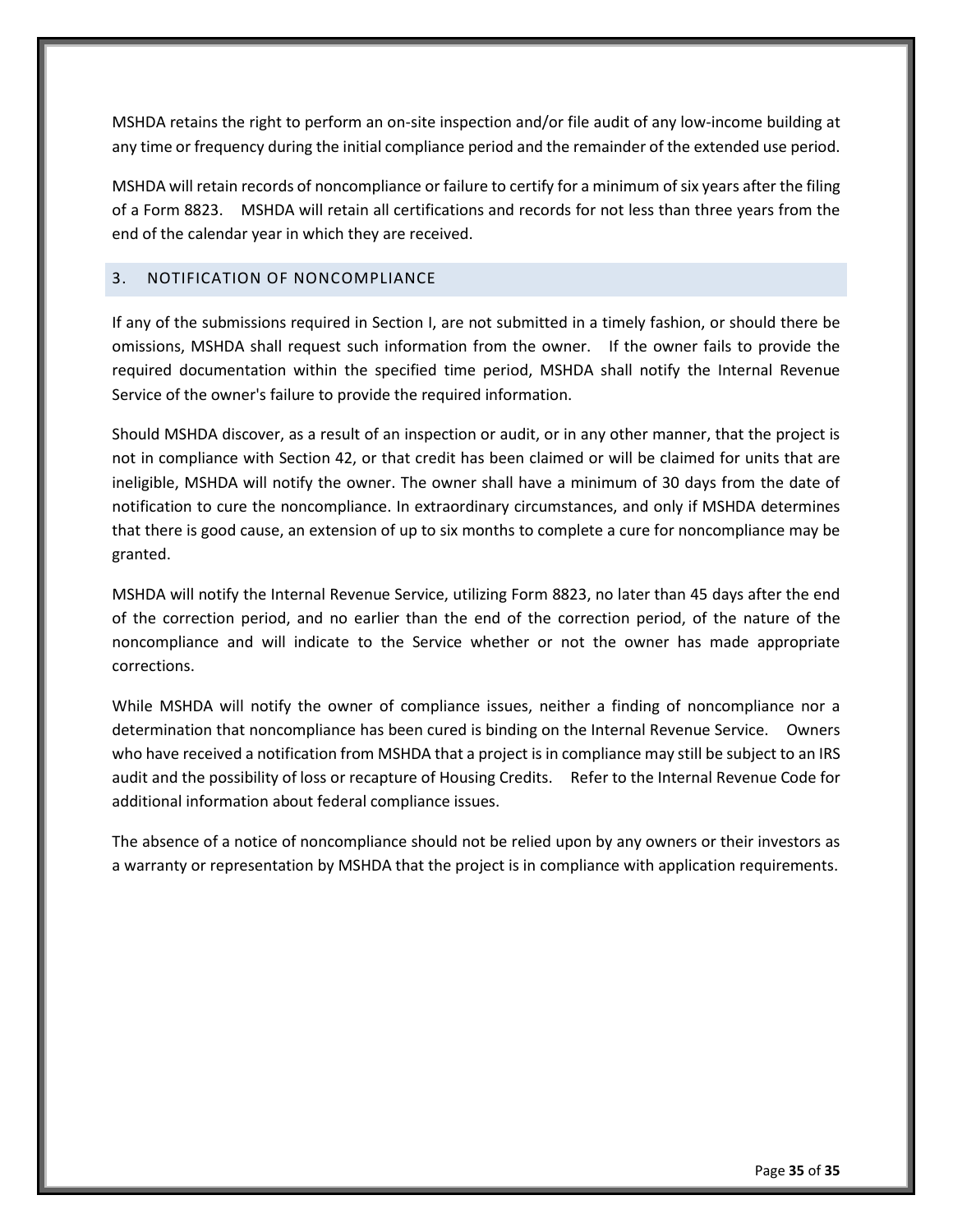MSHDA retains the right to perform an on-site inspection and/or file audit of any low-income building at any time or frequency during the initial compliance period and the remainder of the extended use period.

MSHDA will retain records of noncompliance or failure to certify for a minimum of six years after the filing of a Form 8823. MSHDA will retain all certifications and records for not less than three years from the end of the calendar year in which they are received.

## 3. NOTIFICATION OF NONCOMPLIANCE

If any of the submissions required in Section I, are not submitted in a timely fashion, or should there be omissions, MSHDA shall request such information from the owner. If the owner fails to provide the required documentation within the specified time period, MSHDA shall notify the Internal Revenue Service of the owner's failure to provide the required information.

Should MSHDA discover, as a result of an inspection or audit, or in any other manner, that the project is not in compliance with Section 42, or that credit has been claimed or will be claimed for units that are ineligible, MSHDA will notify the owner. The owner shall have a minimum of 30 days from the date of notification to cure the noncompliance. In extraordinary circumstances, and only if MSHDA determines that there is good cause, an extension of up to six months to complete a cure for noncompliance may be granted.

MSHDA will notify the Internal Revenue Service, utilizing Form 8823, no later than 45 days after the end of the correction period, and no earlier than the end of the correction period, of the nature of the noncompliance and will indicate to the Service whether or not the owner has made appropriate corrections.

While MSHDA will notify the owner of compliance issues, neither a finding of noncompliance nor a determination that noncompliance has been cured is binding on the Internal Revenue Service. Owners who have received a notification from MSHDA that a project is in compliance may still be subject to an IRS audit and the possibility of loss or recapture of Housing Credits. Refer to the Internal Revenue Code for additional information about federal compliance issues.

The absence of a notice of noncompliance should not be relied upon by any owners or their investors as a warranty or representation by MSHDA that the project is in compliance with application requirements.